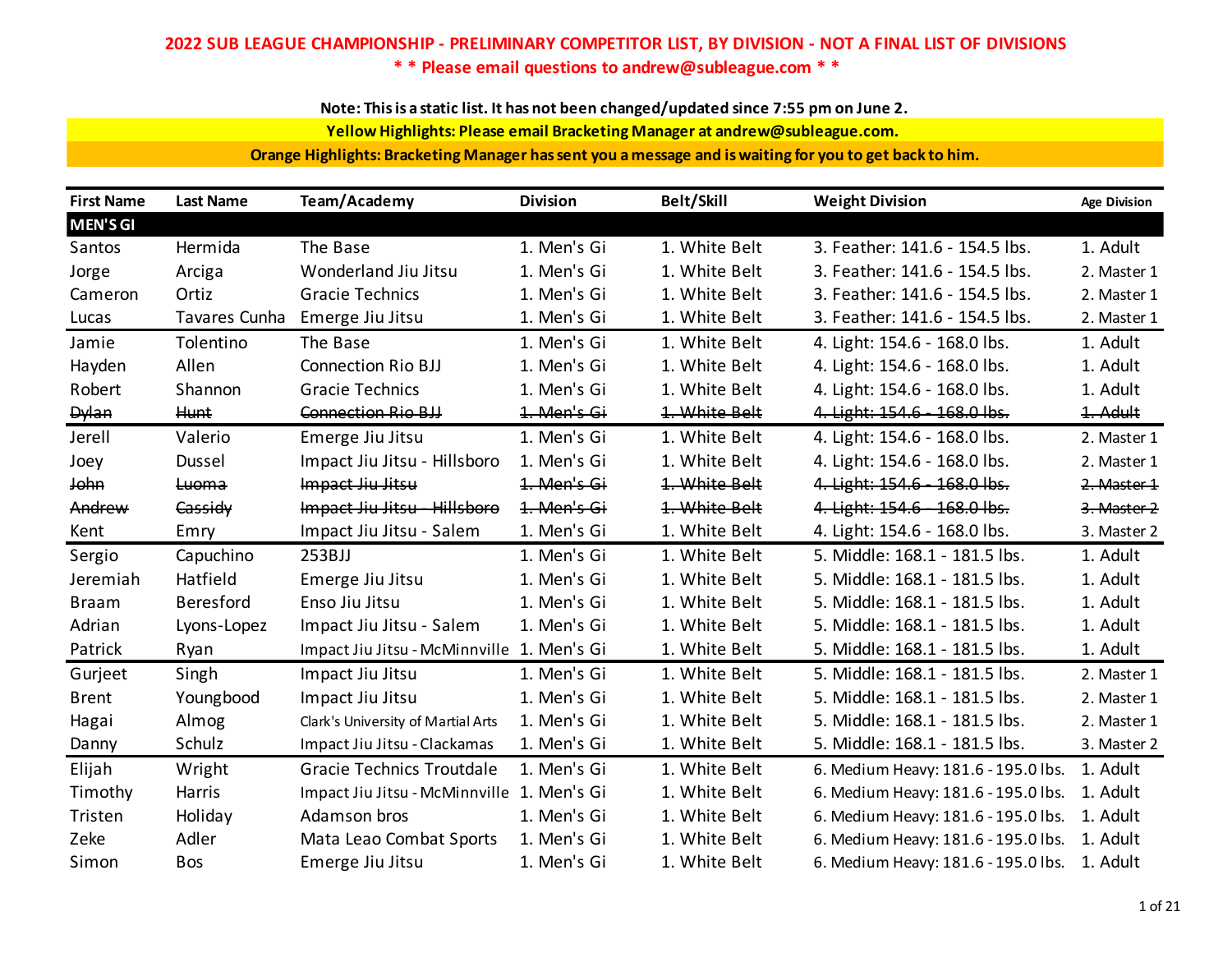**2022 SUB LEAGUE CHAMPIONSHIP - PRELIMINARY COMPETITOR LIST, BY DIVISION - NOT A FINAL LIST OF DIVISIONS**

**\* \* Please email questions to andrew@subleague.com \* \***

**Note: This is a static list. It has not been changed/updated since 7:55 pm on June 2.**

**Yellow Highlights: Please email Bracketing Manager at andrew@subleague.com.**

**Orange Highlights: Bracketing Manager has sent you a message and is waiting for you to get back to him.**

| First Name | Last Name | Team/Academy | Division | Belt/Skill | Weight Division | Age Division |
|---|---|---|---|---|---|---|
| **MEN'S GI** | | | | | | |
| Santos | Hermida | The Base | 1. Men's Gi | 1. White Belt | 3. Feather: 141.6 - 154.5 lbs. | 1. Adult |
| Jorge | Arciga | Wonderland Jiu Jitsu | 1. Men's Gi | 1. White Belt | 3. Feather: 141.6 - 154.5 lbs. | 2. Master 1 |
| Cameron | Ortiz | Gracie Technics | 1. Men's Gi | 1. White Belt | 3. Feather: 141.6 - 154.5 lbs. | 2. Master 1 |
| Lucas | Tavares Cunha | Emerge Jiu Jitsu | 1. Men's Gi | 1. White Belt | 3. Feather: 141.6 - 154.5 lbs. | 2. Master 1 |
| Jamie | Tolentino | The Base | 1. Men's Gi | 1. White Belt | 4. Light: 154.6 - 168.0 lbs. | 1. Adult |
| Hayden | Allen | Connection Rio BJJ | 1. Men's Gi | 1. White Belt | 4. Light: 154.6 - 168.0 lbs. | 1. Adult |
| Robert | Shannon | Gracie Technics | 1. Men's Gi | 1. White Belt | 4. Light: 154.6 - 168.0 lbs. | 1. Adult |
| ~~Dylan~~ | ~~Hunt~~ | ~~Connection Rio BJJ~~ | ~~1. Men's Gi~~ | ~~1. White Belt~~ | ~~4. Light: 154.6 - 168.0 lbs.~~ | ~~1. Adult~~ |
| Jerell | Valerio | Emerge Jiu Jitsu | 1. Men's Gi | 1. White Belt | 4. Light: 154.6 - 168.0 lbs. | 2. Master 1 |
| Joey | Dussel | Impact Jiu Jitsu - Hillsboro | 1. Men's Gi | 1. White Belt | 4. Light: 154.6 - 168.0 lbs. | 2. Master 1 |
| ~~John~~ | ~~Luoma~~ | ~~Impact Jiu Jitsu~~ | ~~1. Men's Gi~~ | ~~1. White Belt~~ | ~~4. Light: 154.6 - 168.0 lbs.~~ | ~~2. Master 1~~ |
| ~~Andrew~~ | ~~Cassidy~~ | ~~Impact Jiu Jitsu - Hillsboro~~ | ~~1. Men's Gi~~ | ~~1. White Belt~~ | ~~4. Light: 154.6 - 168.0 lbs.~~ | ~~3. Master 2~~ |
| Kent | Emry | Impact Jiu Jitsu - Salem | 1. Men's Gi | 1. White Belt | 4. Light: 154.6 - 168.0 lbs. | 3. Master 2 |
| Sergio | Capuchino | 253BJJ | 1. Men's Gi | 1. White Belt | 5. Middle: 168.1 - 181.5 lbs. | 1. Adult |
| Jeremiah | Hatfield | Emerge Jiu Jitsu | 1. Men's Gi | 1. White Belt | 5. Middle: 168.1 - 181.5 lbs. | 1. Adult |
| Braam | Beresford | Enso Jiu Jitsu | 1. Men's Gi | 1. White Belt | 5. Middle: 168.1 - 181.5 lbs. | 1. Adult |
| Adrian | Lyons-Lopez | Impact Jiu Jitsu - Salem | 1. Men's Gi | 1. White Belt | 5. Middle: 168.1 - 181.5 lbs. | 1. Adult |
| Patrick | Ryan | Impact Jiu Jitsu - McMinnville | 1. Men's Gi | 1. White Belt | 5. Middle: 168.1 - 181.5 lbs. | 1. Adult |
| Gurjeet | Singh | Impact Jiu Jitsu | 1. Men's Gi | 1. White Belt | 5. Middle: 168.1 - 181.5 lbs. | 2. Master 1 |
| Brent | Youngbood | Impact Jiu Jitsu | 1. Men's Gi | 1. White Belt | 5. Middle: 168.1 - 181.5 lbs. | 2. Master 1 |
| Hagai | Almog | Clark's University of Martial Arts | 1. Men's Gi | 1. White Belt | 5. Middle: 168.1 - 181.5 lbs. | 2. Master 1 |
| Danny | Schulz | Impact Jiu Jitsu - Clackamas | 1. Men's Gi | 1. White Belt | 5. Middle: 168.1 - 181.5 lbs. | 3. Master 2 |
| Elijah | Wright | Gracie Technics Troutdale | 1. Men's Gi | 1. White Belt | 6. Medium Heavy: 181.6 - 195.0 lbs. | 1. Adult |
| Timothy | Harris | Impact Jiu Jitsu - McMinnville | 1. Men's Gi | 1. White Belt | 6. Medium Heavy: 181.6 - 195.0 lbs. | 1. Adult |
| Tristen | Holiday | Adamson bros | 1. Men's Gi | 1. White Belt | 6. Medium Heavy: 181.6 - 195.0 lbs. | 1. Adult |
| Zeke | Adler | Mata Leao Combat Sports | 1. Men's Gi | 1. White Belt | 6. Medium Heavy: 181.6 - 195.0 lbs. | 1. Adult |
| Simon | Bos | Emerge Jiu Jitsu | 1. Men's Gi | 1. White Belt | 6. Medium Heavy: 181.6 - 195.0 lbs. | 1. Adult |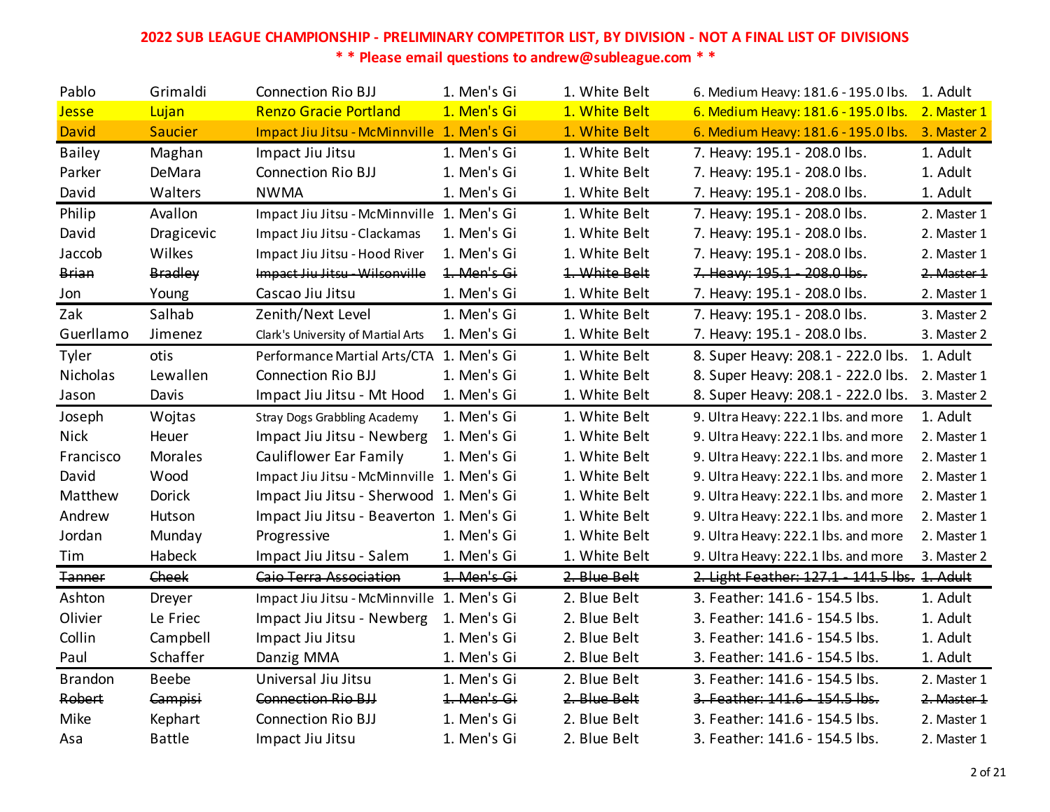**2022 SUB LEAGUE CHAMPIONSHIP - PRELIMINARY COMPETITOR LIST, BY DIVISION - NOT A FINAL LIST OF DIVISIONS**

**\* \* Please email questions to andrew@subleague.com \* \***

| | | | | | | |
|---|---|---|---|---|---|---|
| Pablo | Grimaldi | Connection Rio BJJ | 1. Men's Gi | 1. White Belt | 6. Medium Heavy: 181.6 - 195.0 lbs. | 1. Adult |
| Jesse | Lujan | Renzo Gracie Portland | 1. Men's Gi | 1. White Belt | 6. Medium Heavy: 181.6 - 195.0 lbs. | 2. Master 1 |
| David | Saucier | Impact Jiu Jitsu - McMinnville | 1. Men's Gi | 1. White Belt | 6. Medium Heavy: 181.6 - 195.0 lbs. | 3. Master 2 |
| Bailey | Maghan | Impact Jiu Jitsu | 1. Men's Gi | 1. White Belt | 7. Heavy: 195.1 - 208.0 lbs. | 1. Adult |
| Parker | DeMara | Connection Rio BJJ | 1. Men's Gi | 1. White Belt | 7. Heavy: 195.1 - 208.0 lbs. | 1. Adult |
| David | Walters | NWMA | 1. Men's Gi | 1. White Belt | 7. Heavy: 195.1 - 208.0 lbs. | 1. Adult |
| Philip | Avallon | Impact Jiu Jitsu - McMinnville | 1. Men's Gi | 1. White Belt | 7. Heavy: 195.1 - 208.0 lbs. | 2. Master 1 |
| David | Dragicevic | Impact Jiu Jitsu - Clackamas | 1. Men's Gi | 1. White Belt | 7. Heavy: 195.1 - 208.0 lbs. | 2. Master 1 |
| Jaccob | Wilkes | Impact Jiu Jitsu - Hood River | 1. Men's Gi | 1. White Belt | 7. Heavy: 195.1 - 208.0 lbs. | 2. Master 1 |
| ~~Brian~~ | ~~Bradley~~ | ~~Impact Jiu Jitsu - Wilsonville~~ | ~~1. Men's Gi~~ | ~~1. White Belt~~ | ~~7. Heavy: 195.1 - 208.0 lbs.~~ | ~~2. Master 1~~ |
| Jon | Young | Cascao Jiu Jitsu | 1. Men's Gi | 1. White Belt | 7. Heavy: 195.1 - 208.0 lbs. | 2. Master 1 |
| Zak | Salhab | Zenith/Next Level | 1. Men's Gi | 1. White Belt | 7. Heavy: 195.1 - 208.0 lbs. | 3. Master 2 |
| Guerllamo | Jimenez | Clark's University of Martial Arts | 1. Men's Gi | 1. White Belt | 7. Heavy: 195.1 - 208.0 lbs. | 3. Master 2 |
| Tyler | otis | Performance Martial Arts/CTA | 1. Men's Gi | 1. White Belt | 8. Super Heavy: 208.1 - 222.0 lbs. | 1. Adult |
| Nicholas | Lewallen | Connection Rio BJJ | 1. Men's Gi | 1. White Belt | 8. Super Heavy: 208.1 - 222.0 lbs. | 2. Master 1 |
| Jason | Davis | Impact Jiu Jitsu - Mt Hood | 1. Men's Gi | 1. White Belt | 8. Super Heavy: 208.1 - 222.0 lbs. | 3. Master 2 |
| Joseph | Wojtas | Stray Dogs Grabbling Academy | 1. Men's Gi | 1. White Belt | 9. Ultra Heavy: 222.1 lbs. and more | 1. Adult |
| Nick | Heuer | Impact Jiu Jitsu - Newberg | 1. Men's Gi | 1. White Belt | 9. Ultra Heavy: 222.1 lbs. and more | 2. Master 1 |
| Francisco | Morales | Cauliflower Ear Family | 1. Men's Gi | 1. White Belt | 9. Ultra Heavy: 222.1 lbs. and more | 2. Master 1 |
| David | Wood | Impact Jiu Jitsu - McMinnville | 1. Men's Gi | 1. White Belt | 9. Ultra Heavy: 222.1 lbs. and more | 2. Master 1 |
| Matthew | Dorick | Impact Jiu Jitsu - Sherwood | 1. Men's Gi | 1. White Belt | 9. Ultra Heavy: 222.1 lbs. and more | 2. Master 1 |
| Andrew | Hutson | Impact Jiu Jitsu - Beaverton | 1. Men's Gi | 1. White Belt | 9. Ultra Heavy: 222.1 lbs. and more | 2. Master 1 |
| Jordan | Munday | Progressive | 1. Men's Gi | 1. White Belt | 9. Ultra Heavy: 222.1 lbs. and more | 2. Master 1 |
| Tim | Habeck | Impact Jiu Jitsu - Salem | 1. Men's Gi | 1. White Belt | 9. Ultra Heavy: 222.1 lbs. and more | 3. Master 2 |
| ~~Tanner~~ | ~~Cheek~~ | ~~Caio Terra Association~~ | ~~1. Men's Gi~~ | ~~2. Blue Belt~~ | ~~2. Light Feather: 127.1 - 141.5 lbs.~~ | ~~1. Adult~~ |
| Ashton | Dreyer | Impact Jiu Jitsu - McMinnville | 1. Men's Gi | 2. Blue Belt | 3. Feather: 141.6 - 154.5 lbs. | 1. Adult |
| Olivier | Le Friec | Impact Jiu Jitsu - Newberg | 1. Men's Gi | 2. Blue Belt | 3. Feather: 141.6 - 154.5 lbs. | 1. Adult |
| Collin | Campbell | Impact Jiu Jitsu | 1. Men's Gi | 2. Blue Belt | 3. Feather: 141.6 - 154.5 lbs. | 1. Adult |
| Paul | Schaffer | Danzig MMA | 1. Men's Gi | 2. Blue Belt | 3. Feather: 141.6 - 154.5 lbs. | 1. Adult |
| Brandon | Beebe | Universal Jiu Jitsu | 1. Men's Gi | 2. Blue Belt | 3. Feather: 141.6 - 154.5 lbs. | 2. Master 1 |
| ~~Robert~~ | ~~Campisi~~ | ~~Connection Rio BJJ~~ | ~~1. Men's Gi~~ | ~~2. Blue Belt~~ | ~~3. Feather: 141.6 - 154.5 lbs.~~ | ~~2. Master 1~~ |
| Mike | Kephart | Connection Rio BJJ | 1. Men's Gi | 2. Blue Belt | 3. Feather: 141.6 - 154.5 lbs. | 2. Master 1 |
| Asa | Battle | Impact Jiu Jitsu | 1. Men's Gi | 2. Blue Belt | 3. Feather: 141.6 - 154.5 lbs. | 2. Master 1 |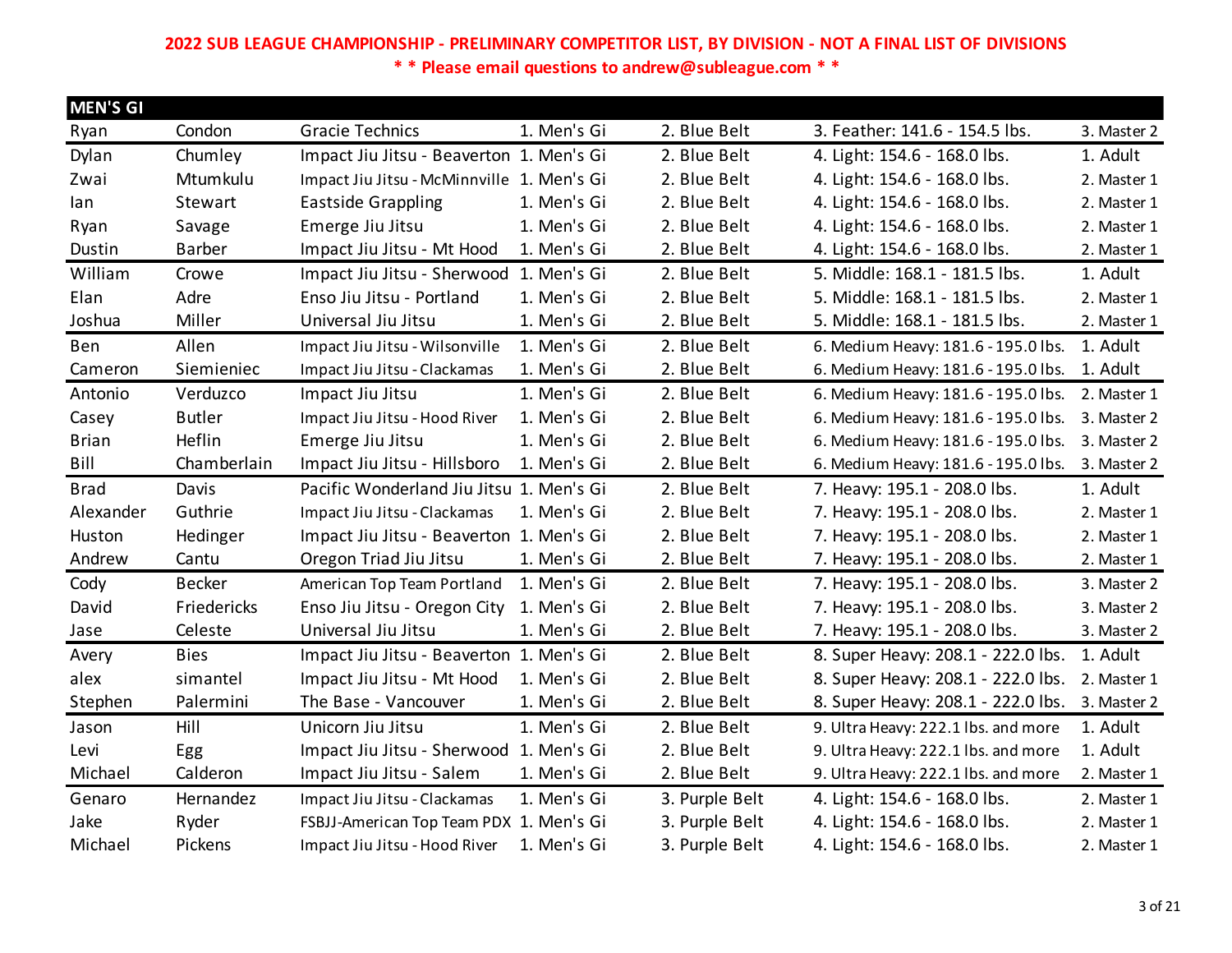**2022 SUB LEAGUE CHAMPIONSHIP - PRELIMINARY COMPETITOR LIST, BY DIVISION - NOT A FINAL LIST OF DIVISIONS**

**\* \* Please email questions to andrew@subleague.com \* \***

| MEN'S GI | | | | | | |
|---|---|---|---|---|---|---|
| Ryan | Condon | Gracie Technics | 1. Men's Gi | 2. Blue Belt | 3. Feather: 141.6 - 154.5 lbs. | 3. Master 2 |
| Dylan | Chumley | Impact Jiu Jitsu - Beaverton | 1. Men's Gi | 2. Blue Belt | 4. Light: 154.6 - 168.0 lbs. | 1. Adult |
| Zwai | Mtumkulu | Impact Jiu Jitsu - McMinnville | 1. Men's Gi | 2. Blue Belt | 4. Light: 154.6 - 168.0 lbs. | 2. Master 1 |
| Ian | Stewart | Eastside Grappling | 1. Men's Gi | 2. Blue Belt | 4. Light: 154.6 - 168.0 lbs. | 2. Master 1 |
| Ryan | Savage | Emerge Jiu Jitsu | 1. Men's Gi | 2. Blue Belt | 4. Light: 154.6 - 168.0 lbs. | 2. Master 1 |
| Dustin | Barber | Impact Jiu Jitsu - Mt Hood | 1. Men's Gi | 2. Blue Belt | 4. Light: 154.6 - 168.0 lbs. | 2. Master 1 |
| William | Crowe | Impact Jiu Jitsu - Sherwood | 1. Men's Gi | 2. Blue Belt | 5. Middle: 168.1 - 181.5 lbs. | 1. Adult |
| Elan | Adre | Enso Jiu Jitsu - Portland | 1. Men's Gi | 2. Blue Belt | 5. Middle: 168.1 - 181.5 lbs. | 2. Master 1 |
| Joshua | Miller | Universal Jiu Jitsu | 1. Men's Gi | 2. Blue Belt | 5. Middle: 168.1 - 181.5 lbs. | 2. Master 1 |
| Ben | Allen | Impact Jiu Jitsu - Wilsonville | 1. Men's Gi | 2. Blue Belt | 6. Medium Heavy: 181.6 - 195.0 lbs. | 1. Adult |
| Cameron | Siemieniec | Impact Jiu Jitsu - Clackamas | 1. Men's Gi | 2. Blue Belt | 6. Medium Heavy: 181.6 - 195.0 lbs. | 1. Adult |
| Antonio | Verduzco | Impact Jiu Jitsu | 1. Men's Gi | 2. Blue Belt | 6. Medium Heavy: 181.6 - 195.0 lbs. | 2. Master 1 |
| Casey | Butler | Impact Jiu Jitsu - Hood River | 1. Men's Gi | 2. Blue Belt | 6. Medium Heavy: 181.6 - 195.0 lbs. | 3. Master 2 |
| Brian | Heflin | Emerge Jiu Jitsu | 1. Men's Gi | 2. Blue Belt | 6. Medium Heavy: 181.6 - 195.0 lbs. | 3. Master 2 |
| Bill | Chamberlain | Impact Jiu Jitsu - Hillsboro | 1. Men's Gi | 2. Blue Belt | 6. Medium Heavy: 181.6 - 195.0 lbs. | 3. Master 2 |
| Brad | Davis | Pacific Wonderland Jiu Jitsu | 1. Men's Gi | 2. Blue Belt | 7. Heavy: 195.1 - 208.0 lbs. | 1. Adult |
| Alexander | Guthrie | Impact Jiu Jitsu - Clackamas | 1. Men's Gi | 2. Blue Belt | 7. Heavy: 195.1 - 208.0 lbs. | 2. Master 1 |
| Huston | Hedinger | Impact Jiu Jitsu - Beaverton | 1. Men's Gi | 2. Blue Belt | 7. Heavy: 195.1 - 208.0 lbs. | 2. Master 1 |
| Andrew | Cantu | Oregon Triad Jiu Jitsu | 1. Men's Gi | 2. Blue Belt | 7. Heavy: 195.1 - 208.0 lbs. | 2. Master 1 |
| Cody | Becker | American Top Team Portland | 1. Men's Gi | 2. Blue Belt | 7. Heavy: 195.1 - 208.0 lbs. | 3. Master 2 |
| David | Friedericks | Enso Jiu Jitsu - Oregon City | 1. Men's Gi | 2. Blue Belt | 7. Heavy: 195.1 - 208.0 lbs. | 3. Master 2 |
| Jase | Celeste | Universal Jiu Jitsu | 1. Men's Gi | 2. Blue Belt | 7. Heavy: 195.1 - 208.0 lbs. | 3. Master 2 |
| Avery | Bies | Impact Jiu Jitsu - Beaverton | 1. Men's Gi | 2. Blue Belt | 8. Super Heavy: 208.1 - 222.0 lbs. | 1. Adult |
| alex | simantel | Impact Jiu Jitsu - Mt Hood | 1. Men's Gi | 2. Blue Belt | 8. Super Heavy: 208.1 - 222.0 lbs. | 2. Master 1 |
| Stephen | Palermini | The Base - Vancouver | 1. Men's Gi | 2. Blue Belt | 8. Super Heavy: 208.1 - 222.0 lbs. | 3. Master 2 |
| Jason | Hill | Unicorn Jiu Jitsu | 1. Men's Gi | 2. Blue Belt | 9. Ultra Heavy: 222.1 lbs. and more | 1. Adult |
| Levi | Egg | Impact Jiu Jitsu - Sherwood | 1. Men's Gi | 2. Blue Belt | 9. Ultra Heavy: 222.1 lbs. and more | 1. Adult |
| Michael | Calderon | Impact Jiu Jitsu - Salem | 1. Men's Gi | 2. Blue Belt | 9. Ultra Heavy: 222.1 lbs. and more | 2. Master 1 |
| Genaro | Hernandez | Impact Jiu Jitsu - Clackamas | 1. Men's Gi | 3. Purple Belt | 4. Light: 154.6 - 168.0 lbs. | 2. Master 1 |
| Jake | Ryder | FSBJJ-American Top Team PDX | 1. Men's Gi | 3. Purple Belt | 4. Light: 154.6 - 168.0 lbs. | 2. Master 1 |
| Michael | Pickens | Impact Jiu Jitsu - Hood River | 1. Men's Gi | 3. Purple Belt | 4. Light: 154.6 - 168.0 lbs. | 2. Master 1 |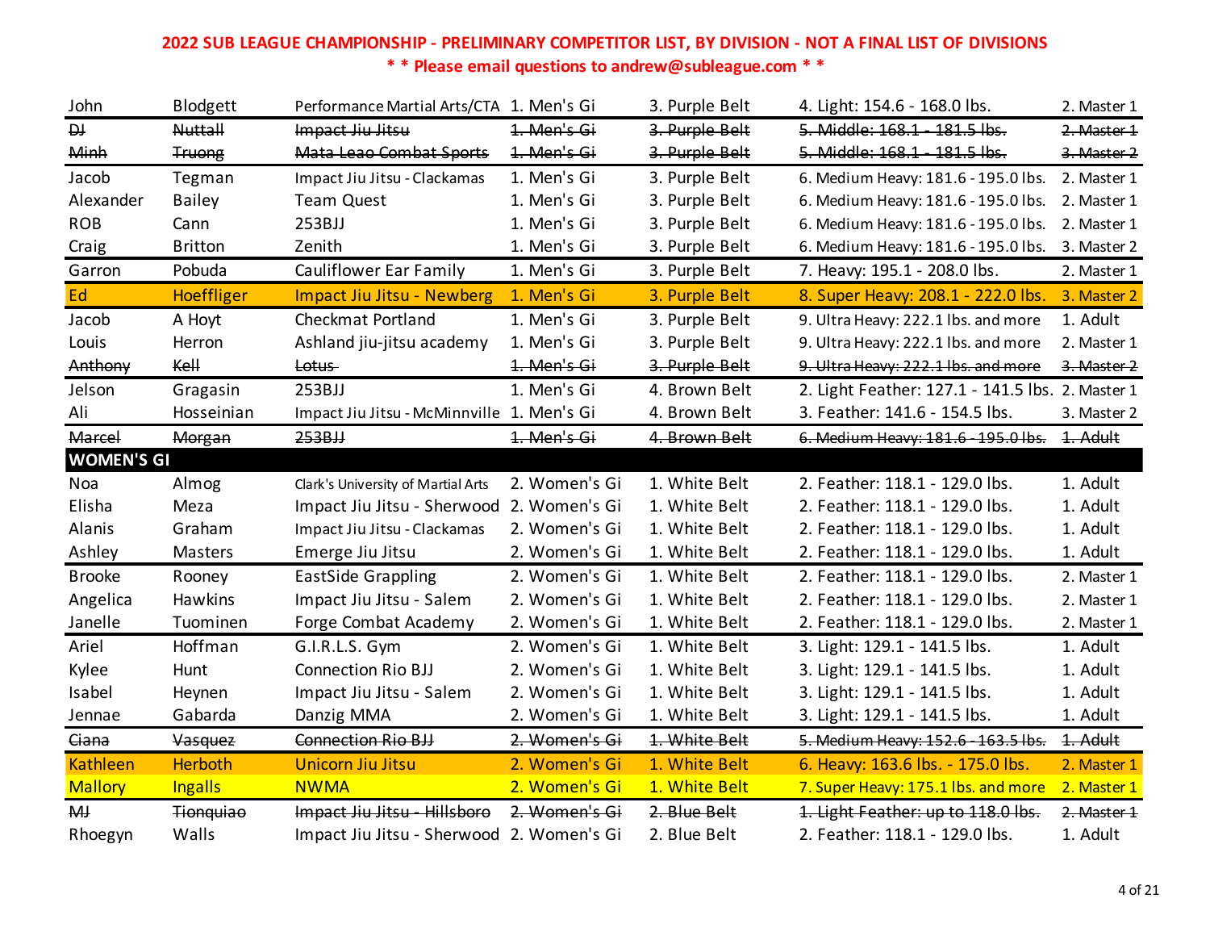**2022 SUB LEAGUE CHAMPIONSHIP - PRELIMINARY COMPETITOR LIST, BY DIVISION - NOT A FINAL LIST OF DIVISIONS**

**\* \* Please email questions to andrew@subleague.com \* \***

| | | | | | | |
|---|---|---|---|---|---|---|
| John | Blodgett | Performance Martial Arts/CTA | 1. Men's Gi | 3. Purple Belt | 4. Light: 154.6 - 168.0 lbs. | 2. Master 1 |
| ~~DJ~~ | ~~Nuttall~~ | ~~Impact Jiu Jitsu~~ | ~~1. Men's Gi~~ | ~~3. Purple Belt~~ | ~~5. Middle: 168.1 - 181.5 lbs.~~ | ~~2. Master 1~~ |
| ~~Minh~~ | ~~Truong~~ | ~~Mata Leao Combat Sports~~ | ~~1. Men's Gi~~ | ~~3. Purple Belt~~ | ~~5. Middle: 168.1 - 181.5 lbs.~~ | ~~3. Master 2~~ |
| Jacob | Tegman | Impact Jiu Jitsu - Clackamas | 1. Men's Gi | 3. Purple Belt | 6. Medium Heavy: 181.6 - 195.0 lbs. | 2. Master 1 |
| Alexander | Bailey | Team Quest | 1. Men's Gi | 3. Purple Belt | 6. Medium Heavy: 181.6 - 195.0 lbs. | 2. Master 1 |
| ROB | Cann | 253BJJ | 1. Men's Gi | 3. Purple Belt | 6. Medium Heavy: 181.6 - 195.0 lbs. | 2. Master 1 |
| Craig | Britton | Zenith | 1. Men's Gi | 3. Purple Belt | 6. Medium Heavy: 181.6 - 195.0 lbs. | 3. Master 2 |
| Garron | Pobuda | Cauliflower Ear Family | 1. Men's Gi | 3. Purple Belt | 7. Heavy: 195.1 - 208.0 lbs. | 2. Master 1 |
| Ed | Hoeffliger | Impact Jiu Jitsu - Newberg | 1. Men's Gi | 3. Purple Belt | 8. Super Heavy: 208.1 - 222.0 lbs. | 3. Master 2 |
| Jacob | A Hoyt | Checkmat Portland | 1. Men's Gi | 3. Purple Belt | 9. Ultra Heavy: 222.1 lbs. and more | 1. Adult |
| Louis | Herron | Ashland jiu-jitsu academy | 1. Men's Gi | 3. Purple Belt | 9. Ultra Heavy: 222.1 lbs. and more | 2. Master 1 |
| ~~Anthony~~ | ~~Kell~~ | ~~Lotus~~ | ~~1. Men's Gi~~ | ~~3. Purple Belt~~ | ~~9. Ultra Heavy: 222.1 lbs. and more~~ | ~~3. Master 2~~ |
| Jelson | Gragasin | 253BJJ | 1. Men's Gi | 4. Brown Belt | 2. Light Feather: 127.1 - 141.5 lbs. | 2. Master 1 |
| Ali | Hosseinian | Impact Jiu Jitsu - McMinnville | 1. Men's Gi | 4. Brown Belt | 3. Feather: 141.6 - 154.5 lbs. | 3. Master 2 |
| ~~Marcel~~ | ~~Morgan~~ | ~~253BJJ~~ | ~~1. Men's Gi~~ | ~~4. Brown Belt~~ | ~~6. Medium Heavy: 181.6 - 195.0 lbs.~~ | ~~1. Adult~~ |
| **WOMEN'S GI** | | | | | | |
| Noa | Almog | Clark's University of Martial Arts | 2. Women's Gi | 1. White Belt | 2. Feather: 118.1 - 129.0 lbs. | 1. Adult |
| Elisha | Meza | Impact Jiu Jitsu - Sherwood | 2. Women's Gi | 1. White Belt | 2. Feather: 118.1 - 129.0 lbs. | 1. Adult |
| Alanis | Graham | Impact Jiu Jitsu - Clackamas | 2. Women's Gi | 1. White Belt | 2. Feather: 118.1 - 129.0 lbs. | 1. Adult |
| Ashley | Masters | Emerge Jiu Jitsu | 2. Women's Gi | 1. White Belt | 2. Feather: 118.1 - 129.0 lbs. | 1. Adult |
| Brooke | Rooney | EastSide Grappling | 2. Women's Gi | 1. White Belt | 2. Feather: 118.1 - 129.0 lbs. | 2. Master 1 |
| Angelica | Hawkins | Impact Jiu Jitsu - Salem | 2. Women's Gi | 1. White Belt | 2. Feather: 118.1 - 129.0 lbs. | 2. Master 1 |
| Janelle | Tuominen | Forge Combat Academy | 2. Women's Gi | 1. White Belt | 2. Feather: 118.1 - 129.0 lbs. | 2. Master 1 |
| Ariel | Hoffman | G.I.R.L.S. Gym | 2. Women's Gi | 1. White Belt | 3. Light: 129.1 - 141.5 lbs. | 1. Adult |
| Kylee | Hunt | Connection Rio BJJ | 2. Women's Gi | 1. White Belt | 3. Light: 129.1 - 141.5 lbs. | 1. Adult |
| Isabel | Heynen | Impact Jiu Jitsu - Salem | 2. Women's Gi | 1. White Belt | 3. Light: 129.1 - 141.5 lbs. | 1. Adult |
| Jennae | Gabarda | Danzig MMA | 2. Women's Gi | 1. White Belt | 3. Light: 129.1 - 141.5 lbs. | 1. Adult |
| ~~Ciana~~ | ~~Vasquez~~ | ~~Connection Rio BJJ~~ | ~~2. Women's Gi~~ | ~~1. White Belt~~ | ~~5. Medium Heavy: 152.6 - 163.5 lbs.~~ | ~~1. Adult~~ |
| Kathleen | Herboth | Unicorn Jiu Jitsu | 2. Women's Gi | 1. White Belt | 6. Heavy: 163.6 lbs. - 175.0 lbs. | 2. Master 1 |
| Mallory | Ingalls | NWMA | 2. Women's Gi | 1. White Belt | 7. Super Heavy: 175.1 lbs. and more | 2. Master 1 |
| ~~MJ~~ | ~~Tionquiao~~ | ~~Impact Jiu Jitsu - Hillsboro~~ | ~~2. Women's Gi~~ | ~~2. Blue Belt~~ | ~~1. Light Feather: up to 118.0 lbs.~~ | ~~2. Master 1~~ |
| Rhoegyn | Walls | Impact Jiu Jitsu - Sherwood | 2. Women's Gi | 2. Blue Belt | 2. Feather: 118.1 - 129.0 lbs. | 1. Adult |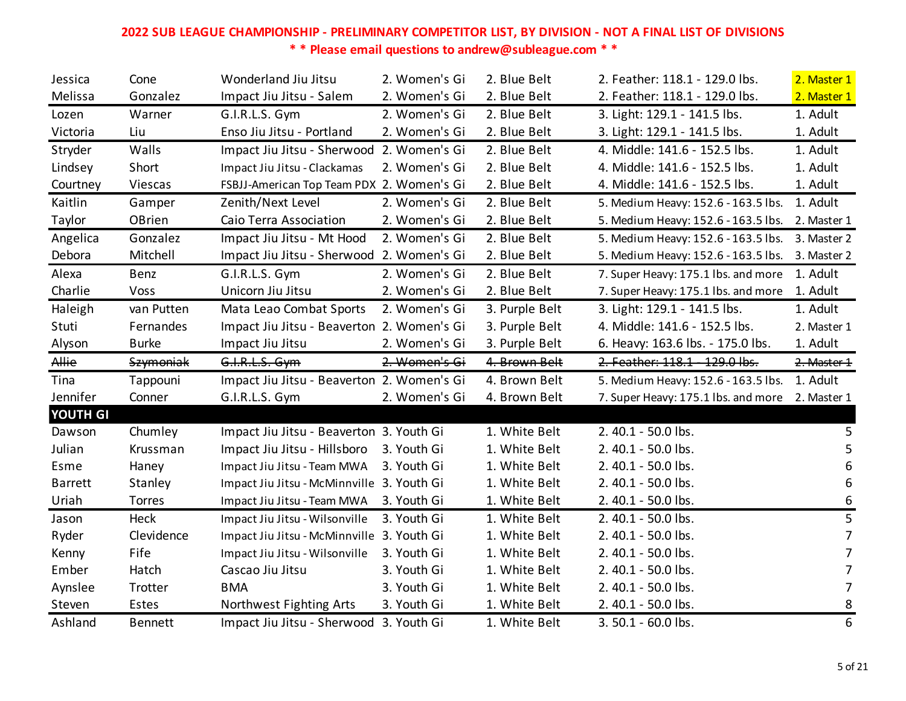**2022 SUB LEAGUE CHAMPIONSHIP - PRELIMINARY COMPETITOR LIST, BY DIVISION - NOT A FINAL LIST OF DIVISIONS**

**\* \* Please email questions to andrew@subleague.com \* \***

| | | | | | | |
|---|---|---|---|---|---|---|
| Jessica | Cone | Wonderland Jiu Jitsu | 2. Women's Gi | 2. Blue Belt | 2. Feather: 118.1 - 129.0 lbs. | 2. Master 1 |
| Melissa | Gonzalez | Impact Jiu Jitsu - Salem | 2. Women's Gi | 2. Blue Belt | 2. Feather: 118.1 - 129.0 lbs. | 2. Master 1 |
| Lozen | Warner | G.I.R.L.S. Gym | 2. Women's Gi | 2. Blue Belt | 3. Light: 129.1 - 141.5 lbs. | 1. Adult |
| Victoria | Liu | Enso Jiu Jitsu - Portland | 2. Women's Gi | 2. Blue Belt | 3. Light: 129.1 - 141.5 lbs. | 1. Adult |
| Stryder | Walls | Impact Jiu Jitsu - Sherwood | 2. Women's Gi | 2. Blue Belt | 4. Middle: 141.6 - 152.5 lbs. | 1. Adult |
| Lindsey | Short | Impact Jiu Jitsu - Clackamas | 2. Women's Gi | 2. Blue Belt | 4. Middle: 141.6 - 152.5 lbs. | 1. Adult |
| Courtney | Viescas | FSBJJ-American Top Team PDX | 2. Women's Gi | 2. Blue Belt | 4. Middle: 141.6 - 152.5 lbs. | 1. Adult |
| Kaitlin | Gamper | Zenith/Next Level | 2. Women's Gi | 2. Blue Belt | 5. Medium Heavy: 152.6 - 163.5 lbs. | 1. Adult |
| Taylor | OBrien | Caio Terra Association | 2. Women's Gi | 2. Blue Belt | 5. Medium Heavy: 152.6 - 163.5 lbs. | 2. Master 1 |
| Angelica | Gonzalez | Impact Jiu Jitsu - Mt Hood | 2. Women's Gi | 2. Blue Belt | 5. Medium Heavy: 152.6 - 163.5 lbs. | 3. Master 2 |
| Debora | Mitchell | Impact Jiu Jitsu - Sherwood | 2. Women's Gi | 2. Blue Belt | 5. Medium Heavy: 152.6 - 163.5 lbs. | 3. Master 2 |
| Alexa | Benz | G.I.R.L.S. Gym | 2. Women's Gi | 2. Blue Belt | 7. Super Heavy: 175.1 lbs. and more | 1. Adult |
| Charlie | Voss | Unicorn Jiu Jitsu | 2. Women's Gi | 2. Blue Belt | 7. Super Heavy: 175.1 lbs. and more | 1. Adult |
| Haleigh | van Putten | Mata Leao Combat Sports | 2. Women's Gi | 3. Purple Belt | 3. Light: 129.1 - 141.5 lbs. | 1. Adult |
| Stuti | Fernandes | Impact Jiu Jitsu - Beaverton | 2. Women's Gi | 3. Purple Belt | 4. Middle: 141.6 - 152.5 lbs. | 2. Master 1 |
| Alyson | Burke | Impact Jiu Jitsu | 2. Women's Gi | 3. Purple Belt | 6. Heavy: 163.6 lbs. - 175.0 lbs. | 1. Adult |
| ~~Allie~~ | ~~Szymoniak~~ | ~~G.I.R.L.S. Gym~~ | ~~2. Women's Gi~~ | ~~4. Brown Belt~~ | ~~2. Feather: 118.1 - 129.0 lbs.~~ | ~~2. Master 1~~ |
| Tina | Tappouni | Impact Jiu Jitsu - Beaverton | 2. Women's Gi | 4. Brown Belt | 5. Medium Heavy: 152.6 - 163.5 lbs. | 1. Adult |
| Jennifer | Conner | G.I.R.L.S. Gym | 2. Women's Gi | 4. Brown Belt | 7. Super Heavy: 175.1 lbs. and more | 2. Master 1 |
| **YOUTH GI** | | | | | | |
| Dawson | Chumley | Impact Jiu Jitsu - Beaverton | 3. Youth Gi | 1. White Belt | 2. 40.1 - 50.0 lbs. | 5 |
| Julian | Krussman | Impact Jiu Jitsu - Hillsboro | 3. Youth Gi | 1. White Belt | 2. 40.1 - 50.0 lbs. | 5 |
| Esme | Haney | Impact Jiu Jitsu - Team MWA | 3. Youth Gi | 1. White Belt | 2. 40.1 - 50.0 lbs. | 6 |
| Barrett | Stanley | Impact Jiu Jitsu - McMinnville | 3. Youth Gi | 1. White Belt | 2. 40.1 - 50.0 lbs. | 6 |
| Uriah | Torres | Impact Jiu Jitsu - Team MWA | 3. Youth Gi | 1. White Belt | 2. 40.1 - 50.0 lbs. | 6 |
| Jason | Heck | Impact Jiu Jitsu - Wilsonville | 3. Youth Gi | 1. White Belt | 2. 40.1 - 50.0 lbs. | 5 |
| Ryder | Clevidence | Impact Jiu Jitsu - McMinnville | 3. Youth Gi | 1. White Belt | 2. 40.1 - 50.0 lbs. | 7 |
| Kenny | Fife | Impact Jiu Jitsu - Wilsonville | 3. Youth Gi | 1. White Belt | 2. 40.1 - 50.0 lbs. | 7 |
| Ember | Hatch | Cascao Jiu Jitsu | 3. Youth Gi | 1. White Belt | 2. 40.1 - 50.0 lbs. | 7 |
| Aynslee | Trotter | BMA | 3. Youth Gi | 1. White Belt | 2. 40.1 - 50.0 lbs. | 7 |
| Steven | Estes | Northwest Fighting Arts | 3. Youth Gi | 1. White Belt | 2. 40.1 - 50.0 lbs. | 8 |
| Ashland | Bennett | Impact Jiu Jitsu - Sherwood | 3. Youth Gi | 1. White Belt | 3. 50.1 - 60.0 lbs. | 6 |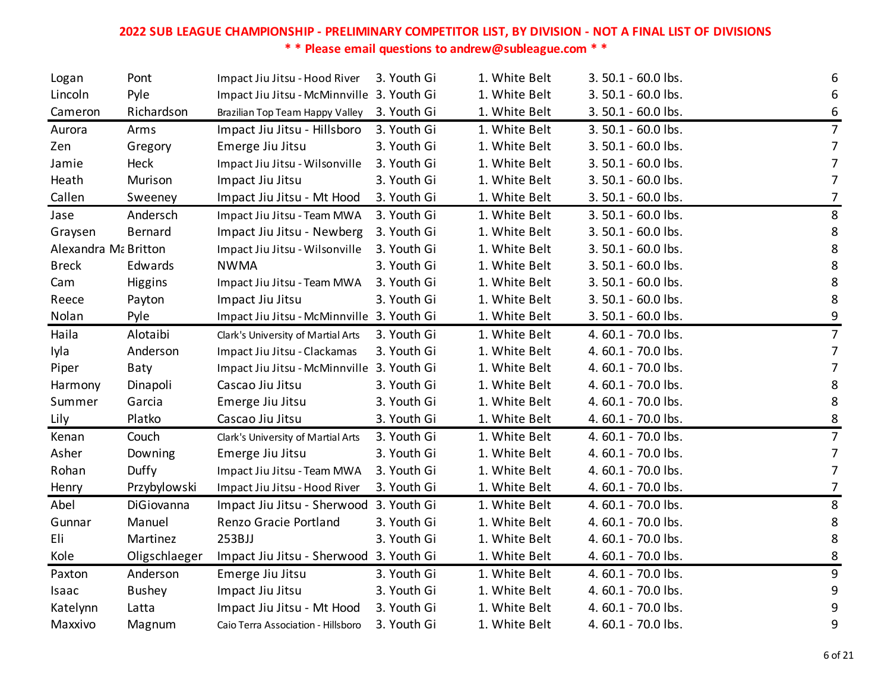**2022 SUB LEAGUE CHAMPIONSHIP - PRELIMINARY COMPETITOR LIST, BY DIVISION - NOT A FINAL LIST OF DIVISIONS**

**\* \* Please email questions to andrew@subleague.com \* \***

| | | | | | | |
|---|---|---|---|---|---|---|
| Logan | Pont | Impact Jiu Jitsu - Hood River | 3. Youth Gi | 1. White Belt | 3. 50.1 - 60.0 lbs. | 6 |
| Lincoln | Pyle | Impact Jiu Jitsu - McMinnville | 3. Youth Gi | 1. White Belt | 3. 50.1 - 60.0 lbs. | 6 |
| Cameron | Richardson | Brazilian Top Team Happy Valley | 3. Youth Gi | 1. White Belt | 3. 50.1 - 60.0 lbs. | 6 |
| Aurora | Arms | Impact Jiu Jitsu - Hillsboro | 3. Youth Gi | 1. White Belt | 3. 50.1 - 60.0 lbs. | 7 |
| Zen | Gregory | Emerge Jiu Jitsu | 3. Youth Gi | 1. White Belt | 3. 50.1 - 60.0 lbs. | 7 |
| Jamie | Heck | Impact Jiu Jitsu - Wilsonville | 3. Youth Gi | 1. White Belt | 3. 50.1 - 60.0 lbs. | 7 |
| Heath | Murison | Impact Jiu Jitsu | 3. Youth Gi | 1. White Belt | 3. 50.1 - 60.0 lbs. | 7 |
| Callen | Sweeney | Impact Jiu Jitsu - Mt Hood | 3. Youth Gi | 1. White Belt | 3. 50.1 - 60.0 lbs. | 7 |
| Jase | Andersch | Impact Jiu Jitsu - Team MWA | 3. Youth Gi | 1. White Belt | 3. 50.1 - 60.0 lbs. | 8 |
| Graysen | Bernard | Impact Jiu Jitsu - Newberg | 3. Youth Gi | 1. White Belt | 3. 50.1 - 60.0 lbs. | 8 |
| Alexandra Ma | Britton | Impact Jiu Jitsu - Wilsonville | 3. Youth Gi | 1. White Belt | 3. 50.1 - 60.0 lbs. | 8 |
| Breck | Edwards | NWMA | 3. Youth Gi | 1. White Belt | 3. 50.1 - 60.0 lbs. | 8 |
| Cam | Higgins | Impact Jiu Jitsu - Team MWA | 3. Youth Gi | 1. White Belt | 3. 50.1 - 60.0 lbs. | 8 |
| Reece | Payton | Impact Jiu Jitsu | 3. Youth Gi | 1. White Belt | 3. 50.1 - 60.0 lbs. | 8 |
| Nolan | Pyle | Impact Jiu Jitsu - McMinnville | 3. Youth Gi | 1. White Belt | 3. 50.1 - 60.0 lbs. | 9 |
| Haila | Alotaibi | Clark's University of Martial Arts | 3. Youth Gi | 1. White Belt | 4. 60.1 - 70.0 lbs. | 7 |
| Iyla | Anderson | Impact Jiu Jitsu - Clackamas | 3. Youth Gi | 1. White Belt | 4. 60.1 - 70.0 lbs. | 7 |
| Piper | Baty | Impact Jiu Jitsu - McMinnville | 3. Youth Gi | 1. White Belt | 4. 60.1 - 70.0 lbs. | 7 |
| Harmony | Dinapoli | Cascao Jiu Jitsu | 3. Youth Gi | 1. White Belt | 4. 60.1 - 70.0 lbs. | 8 |
| Summer | Garcia | Emerge Jiu Jitsu | 3. Youth Gi | 1. White Belt | 4. 60.1 - 70.0 lbs. | 8 |
| Lily | Platko | Cascao Jiu Jitsu | 3. Youth Gi | 1. White Belt | 4. 60.1 - 70.0 lbs. | 8 |
| Kenan | Couch | Clark's University of Martial Arts | 3. Youth Gi | 1. White Belt | 4. 60.1 - 70.0 lbs. | 7 |
| Asher | Downing | Emerge Jiu Jitsu | 3. Youth Gi | 1. White Belt | 4. 60.1 - 70.0 lbs. | 7 |
| Rohan | Duffy | Impact Jiu Jitsu - Team MWA | 3. Youth Gi | 1. White Belt | 4. 60.1 - 70.0 lbs. | 7 |
| Henry | Przybylowski | Impact Jiu Jitsu - Hood River | 3. Youth Gi | 1. White Belt | 4. 60.1 - 70.0 lbs. | 7 |
| Abel | DiGiovanna | Impact Jiu Jitsu - Sherwood | 3. Youth Gi | 1. White Belt | 4. 60.1 - 70.0 lbs. | 8 |
| Gunnar | Manuel | Renzo Gracie Portland | 3. Youth Gi | 1. White Belt | 4. 60.1 - 70.0 lbs. | 8 |
| Eli | Martinez | 253BJJ | 3. Youth Gi | 1. White Belt | 4. 60.1 - 70.0 lbs. | 8 |
| Kole | Oligschlaeger | Impact Jiu Jitsu - Sherwood | 3. Youth Gi | 1. White Belt | 4. 60.1 - 70.0 lbs. | 8 |
| Paxton | Anderson | Emerge Jiu Jitsu | 3. Youth Gi | 1. White Belt | 4. 60.1 - 70.0 lbs. | 9 |
| Isaac | Bushey | Impact Jiu Jitsu | 3. Youth Gi | 1. White Belt | 4. 60.1 - 70.0 lbs. | 9 |
| Katelynn | Latta | Impact Jiu Jitsu - Mt Hood | 3. Youth Gi | 1. White Belt | 4. 60.1 - 70.0 lbs. | 9 |
| Maxxivo | Magnum | Caio Terra Association - Hillsboro | 3. Youth Gi | 1. White Belt | 4. 60.1 - 70.0 lbs. | 9 |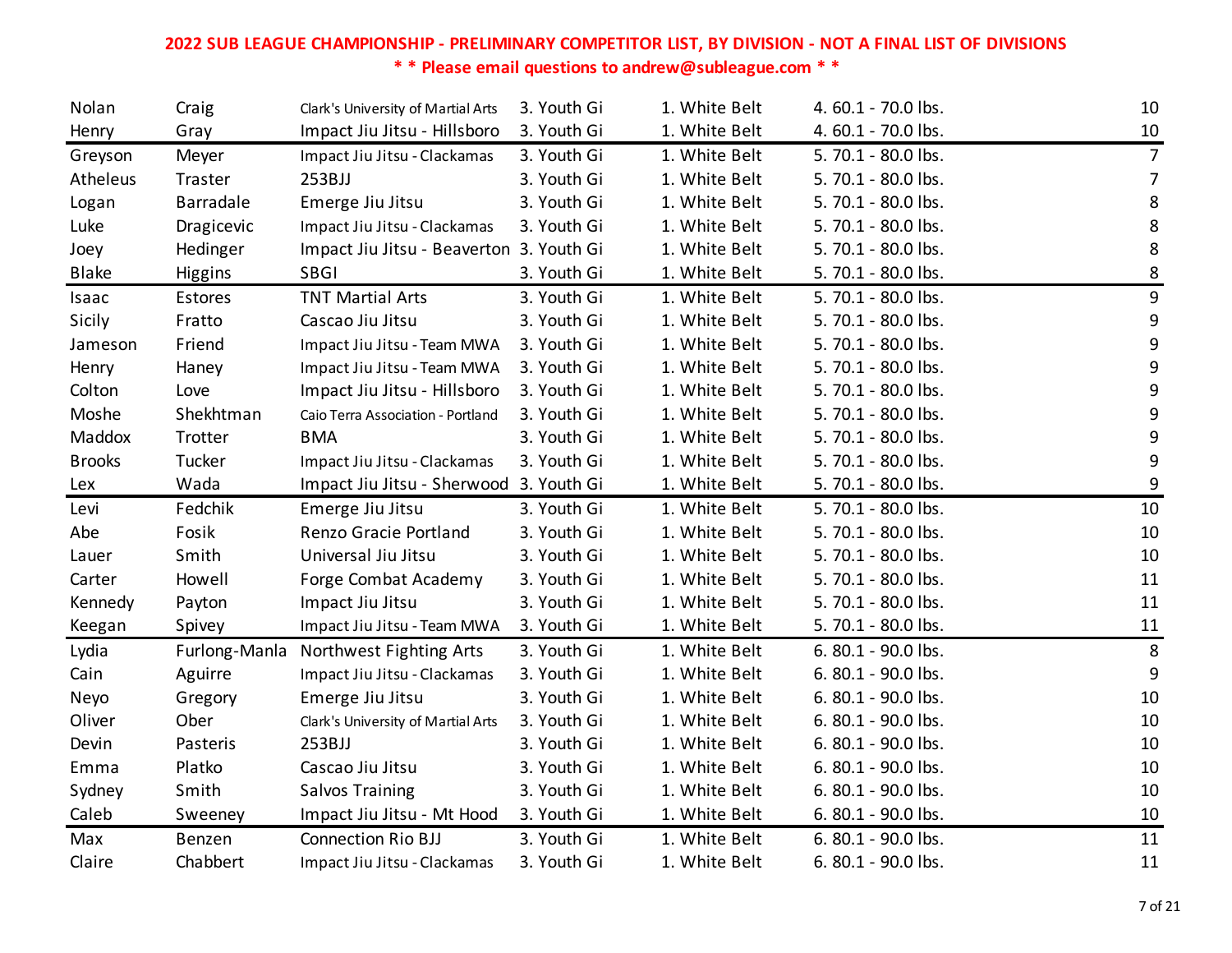**2022 SUB LEAGUE CHAMPIONSHIP - PRELIMINARY COMPETITOR LIST, BY DIVISION - NOT A FINAL LIST OF DIVISIONS**

**\* \* Please email questions to andrew@subleague.com \* \***

| | | | | | | |
|---|---|---|---|---|---|---|
| Nolan | Craig | Clark's University of Martial Arts | 3. Youth Gi | 1. White Belt | 4. 60.1 - 70.0 lbs. | 10 |
| Henry | Gray | Impact Jiu Jitsu - Hillsboro | 3. Youth Gi | 1. White Belt | 4. 60.1 - 70.0 lbs. | 10 |
| Greyson | Meyer | Impact Jiu Jitsu - Clackamas | 3. Youth Gi | 1. White Belt | 5. 70.1 - 80.0 lbs. | 7 |
| Atheleus | Traster | 253BJJ | 3. Youth Gi | 1. White Belt | 5. 70.1 - 80.0 lbs. | 7 |
| Logan | Barradale | Emerge Jiu Jitsu | 3. Youth Gi | 1. White Belt | 5. 70.1 - 80.0 lbs. | 8 |
| Luke | Dragicevic | Impact Jiu Jitsu - Clackamas | 3. Youth Gi | 1. White Belt | 5. 70.1 - 80.0 lbs. | 8 |
| Joey | Hedinger | Impact Jiu Jitsu - Beaverton | 3. Youth Gi | 1. White Belt | 5. 70.1 - 80.0 lbs. | 8 |
| Blake | Higgins | SBGI | 3. Youth Gi | 1. White Belt | 5. 70.1 - 80.0 lbs. | 8 |
| Isaac | Estores | TNT Martial Arts | 3. Youth Gi | 1. White Belt | 5. 70.1 - 80.0 lbs. | 9 |
| Sicily | Fratto | Cascao Jiu Jitsu | 3. Youth Gi | 1. White Belt | 5. 70.1 - 80.0 lbs. | 9 |
| Jameson | Friend | Impact Jiu Jitsu - Team MWA | 3. Youth Gi | 1. White Belt | 5. 70.1 - 80.0 lbs. | 9 |
| Henry | Haney | Impact Jiu Jitsu - Team MWA | 3. Youth Gi | 1. White Belt | 5. 70.1 - 80.0 lbs. | 9 |
| Colton | Love | Impact Jiu Jitsu - Hillsboro | 3. Youth Gi | 1. White Belt | 5. 70.1 - 80.0 lbs. | 9 |
| Moshe | Shekhtman | Caio Terra Association - Portland | 3. Youth Gi | 1. White Belt | 5. 70.1 - 80.0 lbs. | 9 |
| Maddox | Trotter | BMA | 3. Youth Gi | 1. White Belt | 5. 70.1 - 80.0 lbs. | 9 |
| Brooks | Tucker | Impact Jiu Jitsu - Clackamas | 3. Youth Gi | 1. White Belt | 5. 70.1 - 80.0 lbs. | 9 |
| Lex | Wada | Impact Jiu Jitsu - Sherwood | 3. Youth Gi | 1. White Belt | 5. 70.1 - 80.0 lbs. | 9 |
| Levi | Fedchik | Emerge Jiu Jitsu | 3. Youth Gi | 1. White Belt | 5. 70.1 - 80.0 lbs. | 10 |
| Abe | Fosik | Renzo Gracie Portland | 3. Youth Gi | 1. White Belt | 5. 70.1 - 80.0 lbs. | 10 |
| Lauer | Smith | Universal Jiu Jitsu | 3. Youth Gi | 1. White Belt | 5. 70.1 - 80.0 lbs. | 10 |
| Carter | Howell | Forge Combat Academy | 3. Youth Gi | 1. White Belt | 5. 70.1 - 80.0 lbs. | 11 |
| Kennedy | Payton | Impact Jiu Jitsu | 3. Youth Gi | 1. White Belt | 5. 70.1 - 80.0 lbs. | 11 |
| Keegan | Spivey | Impact Jiu Jitsu - Team MWA | 3. Youth Gi | 1. White Belt | 5. 70.1 - 80.0 lbs. | 11 |
| Lydia | Furlong-Manla | Northwest Fighting Arts | 3. Youth Gi | 1. White Belt | 6. 80.1 - 90.0 lbs. | 8 |
| Cain | Aguirre | Impact Jiu Jitsu - Clackamas | 3. Youth Gi | 1. White Belt | 6. 80.1 - 90.0 lbs. | 9 |
| Neyo | Gregory | Emerge Jiu Jitsu | 3. Youth Gi | 1. White Belt | 6. 80.1 - 90.0 lbs. | 10 |
| Oliver | Ober | Clark's University of Martial Arts | 3. Youth Gi | 1. White Belt | 6. 80.1 - 90.0 lbs. | 10 |
| Devin | Pasteris | 253BJJ | 3. Youth Gi | 1. White Belt | 6. 80.1 - 90.0 lbs. | 10 |
| Emma | Platko | Cascao Jiu Jitsu | 3. Youth Gi | 1. White Belt | 6. 80.1 - 90.0 lbs. | 10 |
| Sydney | Smith | Salvos Training | 3. Youth Gi | 1. White Belt | 6. 80.1 - 90.0 lbs. | 10 |
| Caleb | Sweeney | Impact Jiu Jitsu - Mt Hood | 3. Youth Gi | 1. White Belt | 6. 80.1 - 90.0 lbs. | 10 |
| Max | Benzen | Connection Rio BJJ | 3. Youth Gi | 1. White Belt | 6. 80.1 - 90.0 lbs. | 11 |
| Claire | Chabbert | Impact Jiu Jitsu - Clackamas | 3. Youth Gi | 1. White Belt | 6. 80.1 - 90.0 lbs. | 11 |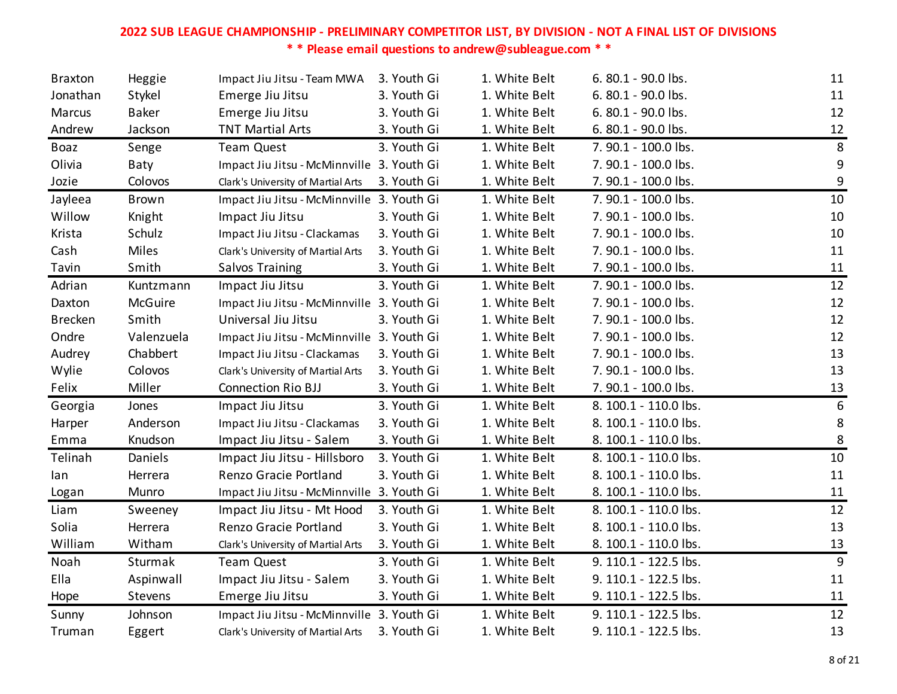**2022 SUB LEAGUE CHAMPIONSHIP - PRELIMINARY COMPETITOR LIST, BY DIVISION - NOT A FINAL LIST OF DIVISIONS**

**\* \* Please email questions to andrew@subleague.com \* \***

| | | | | | | |
|---|---|---|---|---|---|---|
| Braxton | Heggie | Impact Jiu Jitsu - Team MWA | 3. Youth Gi | 1. White Belt | 6. 80.1 - 90.0 lbs. | 11 |
| Jonathan | Stykel | Emerge Jiu Jitsu | 3. Youth Gi | 1. White Belt | 6. 80.1 - 90.0 lbs. | 11 |
| Marcus | Baker | Emerge Jiu Jitsu | 3. Youth Gi | 1. White Belt | 6. 80.1 - 90.0 lbs. | 12 |
| Andrew | Jackson | TNT Martial Arts | 3. Youth Gi | 1. White Belt | 6. 80.1 - 90.0 lbs. | 12 |
| Boaz | Senge | Team Quest | 3. Youth Gi | 1. White Belt | 7. 90.1 - 100.0 lbs. | 8 |
| Olivia | Baty | Impact Jiu Jitsu - McMinnville | 3. Youth Gi | 1. White Belt | 7. 90.1 - 100.0 lbs. | 9 |
| Jozie | Colovos | Clark's University of Martial Arts | 3. Youth Gi | 1. White Belt | 7. 90.1 - 100.0 lbs. | 9 |
| Jayleea | Brown | Impact Jiu Jitsu - McMinnville | 3. Youth Gi | 1. White Belt | 7. 90.1 - 100.0 lbs. | 10 |
| Willow | Knight | Impact Jiu Jitsu | 3. Youth Gi | 1. White Belt | 7. 90.1 - 100.0 lbs. | 10 |
| Krista | Schulz | Impact Jiu Jitsu - Clackamas | 3. Youth Gi | 1. White Belt | 7. 90.1 - 100.0 lbs. | 10 |
| Cash | Miles | Clark's University of Martial Arts | 3. Youth Gi | 1. White Belt | 7. 90.1 - 100.0 lbs. | 11 |
| Tavin | Smith | Salvos Training | 3. Youth Gi | 1. White Belt | 7. 90.1 - 100.0 lbs. | 11 |
| Adrian | Kuntzmann | Impact Jiu Jitsu | 3. Youth Gi | 1. White Belt | 7. 90.1 - 100.0 lbs. | 12 |
| Daxton | McGuire | Impact Jiu Jitsu - McMinnville | 3. Youth Gi | 1. White Belt | 7. 90.1 - 100.0 lbs. | 12 |
| Brecken | Smith | Universal Jiu Jitsu | 3. Youth Gi | 1. White Belt | 7. 90.1 - 100.0 lbs. | 12 |
| Ondre | Valenzuela | Impact Jiu Jitsu - McMinnville | 3. Youth Gi | 1. White Belt | 7. 90.1 - 100.0 lbs. | 12 |
| Audrey | Chabbert | Impact Jiu Jitsu - Clackamas | 3. Youth Gi | 1. White Belt | 7. 90.1 - 100.0 lbs. | 13 |
| Wylie | Colovos | Clark's University of Martial Arts | 3. Youth Gi | 1. White Belt | 7. 90.1 - 100.0 lbs. | 13 |
| Felix | Miller | Connection Rio BJJ | 3. Youth Gi | 1. White Belt | 7. 90.1 - 100.0 lbs. | 13 |
| Georgia | Jones | Impact Jiu Jitsu | 3. Youth Gi | 1. White Belt | 8. 100.1 - 110.0 lbs. | 6 |
| Harper | Anderson | Impact Jiu Jitsu - Clackamas | 3. Youth Gi | 1. White Belt | 8. 100.1 - 110.0 lbs. | 8 |
| Emma | Knudson | Impact Jiu Jitsu - Salem | 3. Youth Gi | 1. White Belt | 8. 100.1 - 110.0 lbs. | 8 |
| Telinah | Daniels | Impact Jiu Jitsu - Hillsboro | 3. Youth Gi | 1. White Belt | 8. 100.1 - 110.0 lbs. | 10 |
| Ian | Herrera | Renzo Gracie Portland | 3. Youth Gi | 1. White Belt | 8. 100.1 - 110.0 lbs. | 11 |
| Logan | Munro | Impact Jiu Jitsu - McMinnville | 3. Youth Gi | 1. White Belt | 8. 100.1 - 110.0 lbs. | 11 |
| Liam | Sweeney | Impact Jiu Jitsu - Mt Hood | 3. Youth Gi | 1. White Belt | 8. 100.1 - 110.0 lbs. | 12 |
| Solia | Herrera | Renzo Gracie Portland | 3. Youth Gi | 1. White Belt | 8. 100.1 - 110.0 lbs. | 13 |
| William | Witham | Clark's University of Martial Arts | 3. Youth Gi | 1. White Belt | 8. 100.1 - 110.0 lbs. | 13 |
| Noah | Sturmak | Team Quest | 3. Youth Gi | 1. White Belt | 9. 110.1 - 122.5 lbs. | 9 |
| Ella | Aspinwall | Impact Jiu Jitsu - Salem | 3. Youth Gi | 1. White Belt | 9. 110.1 - 122.5 lbs. | 11 |
| Hope | Stevens | Emerge Jiu Jitsu | 3. Youth Gi | 1. White Belt | 9. 110.1 - 122.5 lbs. | 11 |
| Sunny | Johnson | Impact Jiu Jitsu - McMinnville | 3. Youth Gi | 1. White Belt | 9. 110.1 - 122.5 lbs. | 12 |
| Truman | Eggert | Clark's University of Martial Arts | 3. Youth Gi | 1. White Belt | 9. 110.1 - 122.5 lbs. | 13 |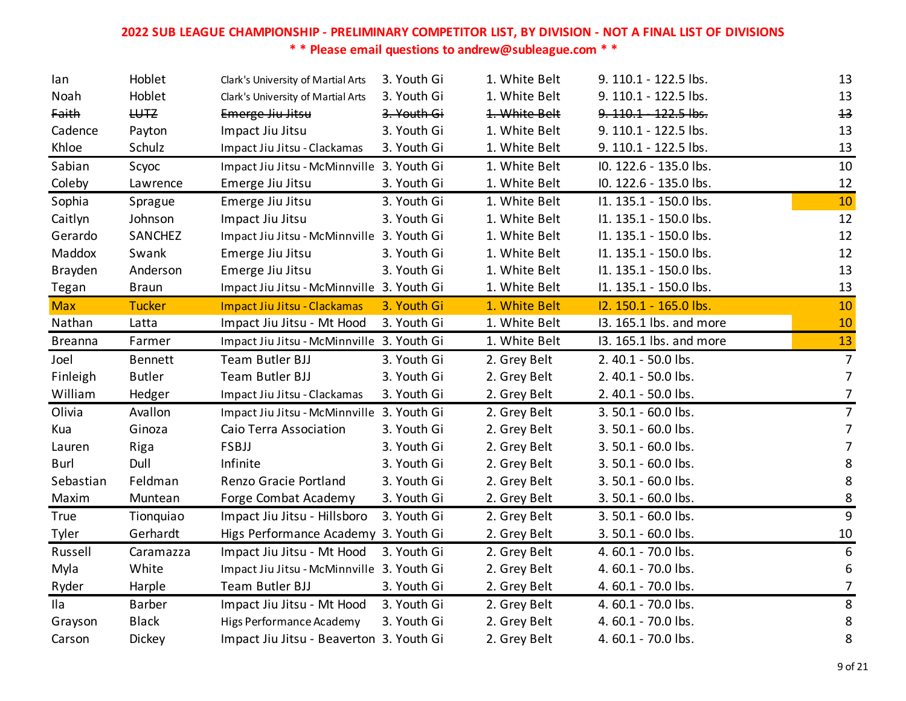**2022 SUB LEAGUE CHAMPIONSHIP - PRELIMINARY COMPETITOR LIST, BY DIVISION - NOT A FINAL LIST OF DIVISIONS**

**\* \* Please email questions to andrew@subleague.com \* \***

| | | | | | | |
|---|---|---|---|---|---|---|
| Ian | Hoblet | Clark's University of Martial Arts | 3. Youth Gi | 1. White Belt | 9. 110.1 - 122.5 lbs. | 13 |
| Noah | Hoblet | Clark's University of Martial Arts | 3. Youth Gi | 1. White Belt | 9. 110.1 - 122.5 lbs. | 13 |
| ~~Faith~~ | ~~LUTZ~~ | ~~Emerge Jiu Jitsu~~ | ~~3. Youth Gi~~ | ~~1. White Belt~~ | ~~9. 110.1 - 122.5 lbs.~~ | ~~13~~ |
| Cadence | Payton | Impact Jiu Jitsu | 3. Youth Gi | 1. White Belt | 9. 110.1 - 122.5 lbs. | 13 |
| Khloe | Schulz | Impact Jiu Jitsu - Clackamas | 3. Youth Gi | 1. White Belt | 9. 110.1 - 122.5 lbs. | 13 |
| Sabian | Scyoc | Impact Jiu Jitsu - McMinnville | 3. Youth Gi | 1. White Belt | I0. 122.6 - 135.0 lbs. | 10 |
| Coleby | Lawrence | Emerge Jiu Jitsu | 3. Youth Gi | 1. White Belt | I0. 122.6 - 135.0 lbs. | 12 |
| Sophia | Sprague | Emerge Jiu Jitsu | 3. Youth Gi | 1. White Belt | I1. 135.1 - 150.0 lbs. | 10 |
| Caitlyn | Johnson | Impact Jiu Jitsu | 3. Youth Gi | 1. White Belt | I1. 135.1 - 150.0 lbs. | 12 |
| Gerardo | SANCHEZ | Impact Jiu Jitsu - McMinnville | 3. Youth Gi | 1. White Belt | I1. 135.1 - 150.0 lbs. | 12 |
| Maddox | Swank | Emerge Jiu Jitsu | 3. Youth Gi | 1. White Belt | I1. 135.1 - 150.0 lbs. | 12 |
| Brayden | Anderson | Emerge Jiu Jitsu | 3. Youth Gi | 1. White Belt | I1. 135.1 - 150.0 lbs. | 13 |
| Tegan | Braun | Impact Jiu Jitsu - McMinnville | 3. Youth Gi | 1. White Belt | I1. 135.1 - 150.0 lbs. | 13 |
| Max | Tucker | Impact Jiu Jitsu - Clackamas | 3. Youth Gi | 1. White Belt | I2. 150.1 - 165.0 lbs. | 10 |
| Nathan | Latta | Impact Jiu Jitsu - Mt Hood | 3. Youth Gi | 1. White Belt | I3. 165.1 lbs. and more | 10 |
| Breanna | Farmer | Impact Jiu Jitsu - McMinnville | 3. Youth Gi | 1. White Belt | I3. 165.1 lbs. and more | 13 |
| Joel | Bennett | Team Butler BJJ | 3. Youth Gi | 2. Grey Belt | 2. 40.1 - 50.0 lbs. | 7 |
| Finleigh | Butler | Team Butler BJJ | 3. Youth Gi | 2. Grey Belt | 2. 40.1 - 50.0 lbs. | 7 |
| William | Hedger | Impact Jiu Jitsu - Clackamas | 3. Youth Gi | 2. Grey Belt | 2. 40.1 - 50.0 lbs. | 7 |
| Olivia | Avallon | Impact Jiu Jitsu - McMinnville | 3. Youth Gi | 2. Grey Belt | 3. 50.1 - 60.0 lbs. | 7 |
| Kua | Ginoza | Caio Terra Association | 3. Youth Gi | 2. Grey Belt | 3. 50.1 - 60.0 lbs. | 7 |
| Lauren | Riga | FSBJJ | 3. Youth Gi | 2. Grey Belt | 3. 50.1 - 60.0 lbs. | 7 |
| Burl | Dull | Infinite | 3. Youth Gi | 2. Grey Belt | 3. 50.1 - 60.0 lbs. | 8 |
| Sebastian | Feldman | Renzo Gracie Portland | 3. Youth Gi | 2. Grey Belt | 3. 50.1 - 60.0 lbs. | 8 |
| Maxim | Muntean | Forge Combat Academy | 3. Youth Gi | 2. Grey Belt | 3. 50.1 - 60.0 lbs. | 8 |
| True | Tionquiao | Impact Jiu Jitsu - Hillsboro | 3. Youth Gi | 2. Grey Belt | 3. 50.1 - 60.0 lbs. | 9 |
| Tyler | Gerhardt | Higs Performance Academy | 3. Youth Gi | 2. Grey Belt | 3. 50.1 - 60.0 lbs. | 10 |
| Russell | Caramazza | Impact Jiu Jitsu - Mt Hood | 3. Youth Gi | 2. Grey Belt | 4. 60.1 - 70.0 lbs. | 6 |
| Myla | White | Impact Jiu Jitsu - McMinnville | 3. Youth Gi | 2. Grey Belt | 4. 60.1 - 70.0 lbs. | 6 |
| Ryder | Harple | Team Butler BJJ | 3. Youth Gi | 2. Grey Belt | 4. 60.1 - 70.0 lbs. | 7 |
| Ila | Barber | Impact Jiu Jitsu - Mt Hood | 3. Youth Gi | 2. Grey Belt | 4. 60.1 - 70.0 lbs. | 8 |
| Grayson | Black | Higs Performance Academy | 3. Youth Gi | 2. Grey Belt | 4. 60.1 - 70.0 lbs. | 8 |
| Carson | Dickey | Impact Jiu Jitsu - Beaverton | 3. Youth Gi | 2. Grey Belt | 4. 60.1 - 70.0 lbs. | 8 |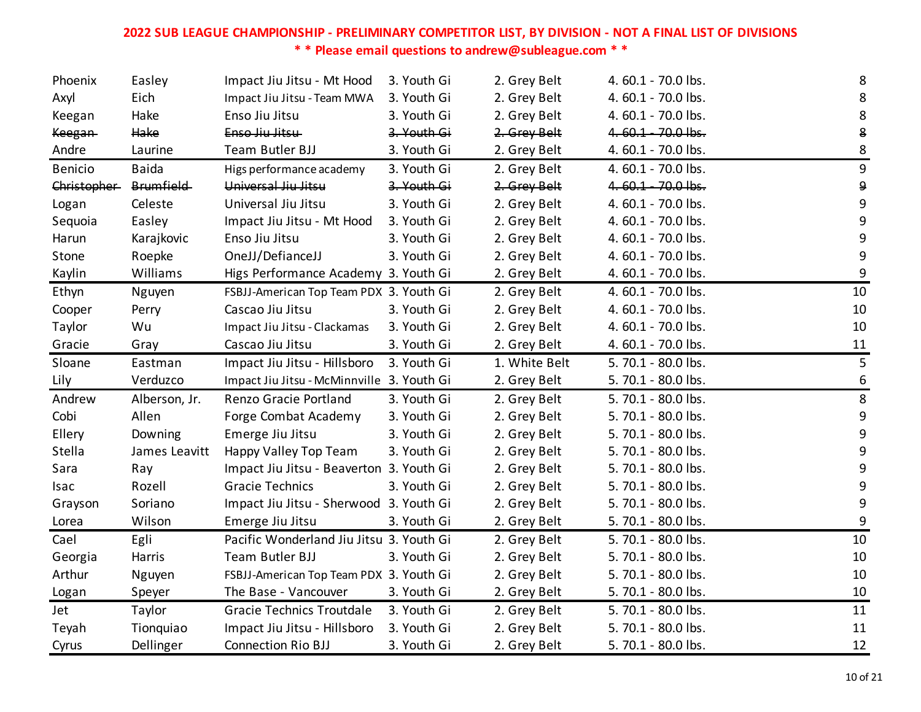**2022 SUB LEAGUE CHAMPIONSHIP - PRELIMINARY COMPETITOR LIST, BY DIVISION - NOT A FINAL LIST OF DIVISIONS**

**\* \* Please email questions to andrew@subleague.com \* \***

| | | | | | | |
|---|---|---|---|---|---|---|
| Phoenix | Easley | Impact Jiu Jitsu - Mt Hood | 3. Youth Gi | 2. Grey Belt | 4. 60.1 - 70.0 lbs. | 8 |
| Axyl | Eich | Impact Jiu Jitsu - Team MWA | 3. Youth Gi | 2. Grey Belt | 4. 60.1 - 70.0 lbs. | 8 |
| Keegan | Hake | Enso Jiu Jitsu | 3. Youth Gi | 2. Grey Belt | 4. 60.1 - 70.0 lbs. | 8 |
| ~~Keegan~~ | ~~Hake~~ | ~~Enso Jiu Jitsu~~ | ~~3. Youth Gi~~ | ~~2. Grey Belt~~ | ~~4. 60.1 - 70.0 lbs.~~ | ~~8~~ |
| Andre | Laurine | Team Butler BJJ | 3. Youth Gi | 2. Grey Belt | 4. 60.1 - 70.0 lbs. | 8 |
| Benicio | Baida | Higs performance academy | 3. Youth Gi | 2. Grey Belt | 4. 60.1 - 70.0 lbs. | 9 |
| ~~Christopher~~ | ~~Brumfield~~ | ~~Universal Jiu Jitsu~~ | ~~3. Youth Gi~~ | ~~2. Grey Belt~~ | ~~4. 60.1 - 70.0 lbs.~~ | ~~9~~ |
| Logan | Celeste | Universal Jiu Jitsu | 3. Youth Gi | 2. Grey Belt | 4. 60.1 - 70.0 lbs. | 9 |
| Sequoia | Easley | Impact Jiu Jitsu - Mt Hood | 3. Youth Gi | 2. Grey Belt | 4. 60.1 - 70.0 lbs. | 9 |
| Harun | Karajkovic | Enso Jiu Jitsu | 3. Youth Gi | 2. Grey Belt | 4. 60.1 - 70.0 lbs. | 9 |
| Stone | Roepke | OneJJ/DefianceJJ | 3. Youth Gi | 2. Grey Belt | 4. 60.1 - 70.0 lbs. | 9 |
| Kaylin | Williams | Higs Performance Academy | 3. Youth Gi | 2. Grey Belt | 4. 60.1 - 70.0 lbs. | 9 |
| Ethyn | Nguyen | FSBJJ-American Top Team PDX | 3. Youth Gi | 2. Grey Belt | 4. 60.1 - 70.0 lbs. | 10 |
| Cooper | Perry | Cascao Jiu Jitsu | 3. Youth Gi | 2. Grey Belt | 4. 60.1 - 70.0 lbs. | 10 |
| Taylor | Wu | Impact Jiu Jitsu - Clackamas | 3. Youth Gi | 2. Grey Belt | 4. 60.1 - 70.0 lbs. | 10 |
| Gracie | Gray | Cascao Jiu Jitsu | 3. Youth Gi | 2. Grey Belt | 4. 60.1 - 70.0 lbs. | 11 |
| Sloane | Eastman | Impact Jiu Jitsu - Hillsboro | 3. Youth Gi | 1. White Belt | 5. 70.1 - 80.0 lbs. | 5 |
| Lily | Verduzco | Impact Jiu Jitsu - McMinnville | 3. Youth Gi | 2. Grey Belt | 5. 70.1 - 80.0 lbs. | 6 |
| Andrew | Alberson, Jr. | Renzo Gracie Portland | 3. Youth Gi | 2. Grey Belt | 5. 70.1 - 80.0 lbs. | 8 |
| Cobi | Allen | Forge Combat Academy | 3. Youth Gi | 2. Grey Belt | 5. 70.1 - 80.0 lbs. | 9 |
| Ellery | Downing | Emerge Jiu Jitsu | 3. Youth Gi | 2. Grey Belt | 5. 70.1 - 80.0 lbs. | 9 |
| Stella | James Leavitt | Happy Valley Top Team | 3. Youth Gi | 2. Grey Belt | 5. 70.1 - 80.0 lbs. | 9 |
| Sara | Ray | Impact Jiu Jitsu - Beaverton | 3. Youth Gi | 2. Grey Belt | 5. 70.1 - 80.0 lbs. | 9 |
| Isac | Rozell | Gracie Technics | 3. Youth Gi | 2. Grey Belt | 5. 70.1 - 80.0 lbs. | 9 |
| Grayson | Soriano | Impact Jiu Jitsu - Sherwood | 3. Youth Gi | 2. Grey Belt | 5. 70.1 - 80.0 lbs. | 9 |
| Lorea | Wilson | Emerge Jiu Jitsu | 3. Youth Gi | 2. Grey Belt | 5. 70.1 - 80.0 lbs. | 9 |
| Cael | Egli | Pacific Wonderland Jiu Jitsu | 3. Youth Gi | 2. Grey Belt | 5. 70.1 - 80.0 lbs. | 10 |
| Georgia | Harris | Team Butler BJJ | 3. Youth Gi | 2. Grey Belt | 5. 70.1 - 80.0 lbs. | 10 |
| Arthur | Nguyen | FSBJJ-American Top Team PDX | 3. Youth Gi | 2. Grey Belt | 5. 70.1 - 80.0 lbs. | 10 |
| Logan | Speyer | The Base - Vancouver | 3. Youth Gi | 2. Grey Belt | 5. 70.1 - 80.0 lbs. | 10 |
| Jet | Taylor | Gracie Technics Troutdale | 3. Youth Gi | 2. Grey Belt | 5. 70.1 - 80.0 lbs. | 11 |
| Teyah | Tionquiao | Impact Jiu Jitsu - Hillsboro | 3. Youth Gi | 2. Grey Belt | 5. 70.1 - 80.0 lbs. | 11 |
| Cyrus | Dellinger | Connection Rio BJJ | 3. Youth Gi | 2. Grey Belt | 5. 70.1 - 80.0 lbs. | 12 |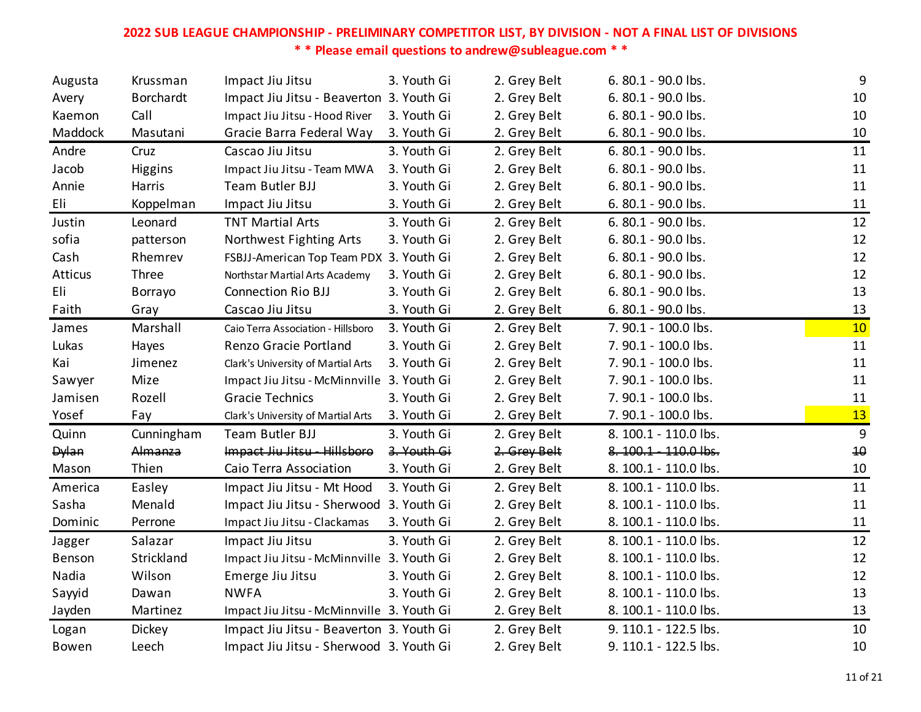**2022 SUB LEAGUE CHAMPIONSHIP - PRELIMINARY COMPETITOR LIST, BY DIVISION - NOT A FINAL LIST OF DIVISIONS**

**\* \* Please email questions to andrew@subleague.com \* \***

| First | Last | Team | Category | Belt | Weight | Age |
|---|---|---|---|---|---|---|
| Augusta | Krussman | Impact Jiu Jitsu | 3. Youth Gi | 2. Grey Belt | 6. 80.1 - 90.0 lbs. | 9 |
| Avery | Borchardt | Impact Jiu Jitsu - Beaverton | 3. Youth Gi | 2. Grey Belt | 6. 80.1 - 90.0 lbs. | 10 |
| Kaemon | Call | Impact Jiu Jitsu - Hood River | 3. Youth Gi | 2. Grey Belt | 6. 80.1 - 90.0 lbs. | 10 |
| Maddock | Masutani | Gracie Barra Federal Way | 3. Youth Gi | 2. Grey Belt | 6. 80.1 - 90.0 lbs. | 10 |
| Andre | Cruz | Cascao Jiu Jitsu | 3. Youth Gi | 2. Grey Belt | 6. 80.1 - 90.0 lbs. | 11 |
| Jacob | Higgins | Impact Jiu Jitsu - Team MWA | 3. Youth Gi | 2. Grey Belt | 6. 80.1 - 90.0 lbs. | 11 |
| Annie | Harris | Team Butler BJJ | 3. Youth Gi | 2. Grey Belt | 6. 80.1 - 90.0 lbs. | 11 |
| Eli | Koppelman | Impact Jiu Jitsu | 3. Youth Gi | 2. Grey Belt | 6. 80.1 - 90.0 lbs. | 11 |
| Justin | Leonard | TNT Martial Arts | 3. Youth Gi | 2. Grey Belt | 6. 80.1 - 90.0 lbs. | 12 |
| sofia | patterson | Northwest Fighting Arts | 3. Youth Gi | 2. Grey Belt | 6. 80.1 - 90.0 lbs. | 12 |
| Cash | Rhemrev | FSBJJ-American Top Team PDX | 3. Youth Gi | 2. Grey Belt | 6. 80.1 - 90.0 lbs. | 12 |
| Atticus | Three | Northstar Martial Arts Academy | 3. Youth Gi | 2. Grey Belt | 6. 80.1 - 90.0 lbs. | 12 |
| Eli | Borrayo | Connection Rio BJJ | 3. Youth Gi | 2. Grey Belt | 6. 80.1 - 90.0 lbs. | 13 |
| Faith | Gray | Cascao Jiu Jitsu | 3. Youth Gi | 2. Grey Belt | 6. 80.1 - 90.0 lbs. | 13 |
| James | Marshall | Caio Terra Association - Hillsboro | 3. Youth Gi | 2. Grey Belt | 7. 90.1 - 100.0 lbs. | 10 |
| Lukas | Hayes | Renzo Gracie Portland | 3. Youth Gi | 2. Grey Belt | 7. 90.1 - 100.0 lbs. | 11 |
| Kai | Jimenez | Clark's University of Martial Arts | 3. Youth Gi | 2. Grey Belt | 7. 90.1 - 100.0 lbs. | 11 |
| Sawyer | Mize | Impact Jiu Jitsu - McMinnville | 3. Youth Gi | 2. Grey Belt | 7. 90.1 - 100.0 lbs. | 11 |
| Jamisen | Rozell | Gracie Technics | 3. Youth Gi | 2. Grey Belt | 7. 90.1 - 100.0 lbs. | 11 |
| Yosef | Fay | Clark's University of Martial Arts | 3. Youth Gi | 2. Grey Belt | 7. 90.1 - 100.0 lbs. | 13 |
| Quinn | Cunningham | Team Butler BJJ | 3. Youth Gi | 2. Grey Belt | 8. 100.1 - 110.0 lbs. | 9 |
| ~~Dylan~~ | ~~Almanza~~ | ~~Impact Jiu Jitsu - Hillsboro~~ | ~~3. Youth Gi~~ | ~~2. Grey Belt~~ | ~~8. 100.1 - 110.0 lbs.~~ | ~~10~~ |
| Mason | Thien | Caio Terra Association | 3. Youth Gi | 2. Grey Belt | 8. 100.1 - 110.0 lbs. | 10 |
| America | Easley | Impact Jiu Jitsu - Mt Hood | 3. Youth Gi | 2. Grey Belt | 8. 100.1 - 110.0 lbs. | 11 |
| Sasha | Menald | Impact Jiu Jitsu - Sherwood | 3. Youth Gi | 2. Grey Belt | 8. 100.1 - 110.0 lbs. | 11 |
| Dominic | Perrone | Impact Jiu Jitsu - Clackamas | 3. Youth Gi | 2. Grey Belt | 8. 100.1 - 110.0 lbs. | 11 |
| Jagger | Salazar | Impact Jiu Jitsu | 3. Youth Gi | 2. Grey Belt | 8. 100.1 - 110.0 lbs. | 12 |
| Benson | Strickland | Impact Jiu Jitsu - McMinnville | 3. Youth Gi | 2. Grey Belt | 8. 100.1 - 110.0 lbs. | 12 |
| Nadia | Wilson | Emerge Jiu Jitsu | 3. Youth Gi | 2. Grey Belt | 8. 100.1 - 110.0 lbs. | 12 |
| Sayyid | Dawan | NWFA | 3. Youth Gi | 2. Grey Belt | 8. 100.1 - 110.0 lbs. | 13 |
| Jayden | Martinez | Impact Jiu Jitsu - McMinnville | 3. Youth Gi | 2. Grey Belt | 8. 100.1 - 110.0 lbs. | 13 |
| Logan | Dickey | Impact Jiu Jitsu - Beaverton | 3. Youth Gi | 2. Grey Belt | 9. 110.1 - 122.5 lbs. | 10 |
| Bowen | Leech | Impact Jiu Jitsu - Sherwood | 3. Youth Gi | 2. Grey Belt | 9. 110.1 - 122.5 lbs. | 10 |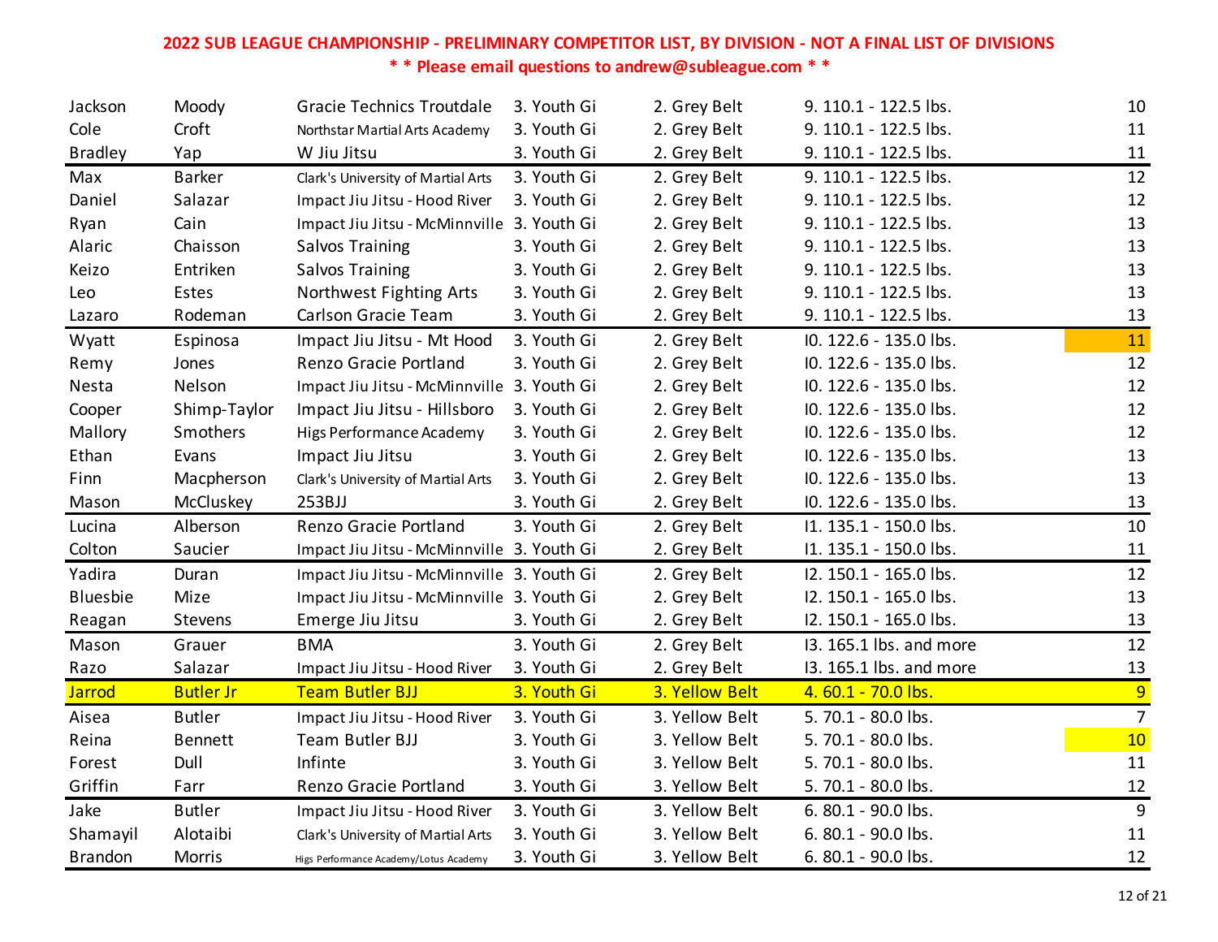**2022 SUB LEAGUE CHAMPIONSHIP - PRELIMINARY COMPETITOR LIST, BY DIVISION - NOT A FINAL LIST OF DIVISIONS**

**\* \* Please email questions to andrew@subleague.com \* \***

| | | | | | | |
|---|---|---|---|---|---|---|
| Jackson | Moody | Gracie Technics Troutdale | 3. Youth Gi | 2. Grey Belt | 9. 110.1 - 122.5 lbs. | 10 |
| Cole | Croft | Northstar Martial Arts Academy | 3. Youth Gi | 2. Grey Belt | 9. 110.1 - 122.5 lbs. | 11 |
| Bradley | Yap | W Jiu Jitsu | 3. Youth Gi | 2. Grey Belt | 9. 110.1 - 122.5 lbs. | 11 |
| Max | Barker | Clark's University of Martial Arts | 3. Youth Gi | 2. Grey Belt | 9. 110.1 - 122.5 lbs. | 12 |
| Daniel | Salazar | Impact Jiu Jitsu - Hood River | 3. Youth Gi | 2. Grey Belt | 9. 110.1 - 122.5 lbs. | 12 |
| Ryan | Cain | Impact Jiu Jitsu - McMinnville | 3. Youth Gi | 2. Grey Belt | 9. 110.1 - 122.5 lbs. | 13 |
| Alaric | Chaisson | Salvos Training | 3. Youth Gi | 2. Grey Belt | 9. 110.1 - 122.5 lbs. | 13 |
| Keizo | Entriken | Salvos Training | 3. Youth Gi | 2. Grey Belt | 9. 110.1 - 122.5 lbs. | 13 |
| Leo | Estes | Northwest Fighting Arts | 3. Youth Gi | 2. Grey Belt | 9. 110.1 - 122.5 lbs. | 13 |
| Lazaro | Rodeman | Carlson Gracie Team | 3. Youth Gi | 2. Grey Belt | 9. 110.1 - 122.5 lbs. | 13 |
| Wyatt | Espinosa | Impact Jiu Jitsu - Mt Hood | 3. Youth Gi | 2. Grey Belt | I0. 122.6 - 135.0 lbs. | 11 |
| Remy | Jones | Renzo Gracie Portland | 3. Youth Gi | 2. Grey Belt | I0. 122.6 - 135.0 lbs. | 12 |
| Nesta | Nelson | Impact Jiu Jitsu - McMinnville | 3. Youth Gi | 2. Grey Belt | I0. 122.6 - 135.0 lbs. | 12 |
| Cooper | Shimp-Taylor | Impact Jiu Jitsu - Hillsboro | 3. Youth Gi | 2. Grey Belt | I0. 122.6 - 135.0 lbs. | 12 |
| Mallory | Smothers | Higs Performance Academy | 3. Youth Gi | 2. Grey Belt | I0. 122.6 - 135.0 lbs. | 12 |
| Ethan | Evans | Impact Jiu Jitsu | 3. Youth Gi | 2. Grey Belt | I0. 122.6 - 135.0 lbs. | 13 |
| Finn | Macpherson | Clark's University of Martial Arts | 3. Youth Gi | 2. Grey Belt | I0. 122.6 - 135.0 lbs. | 13 |
| Mason | McCluskey | 253BJJ | 3. Youth Gi | 2. Grey Belt | I0. 122.6 - 135.0 lbs. | 13 |
| Lucina | Alberson | Renzo Gracie Portland | 3. Youth Gi | 2. Grey Belt | I1. 135.1 - 150.0 lbs. | 10 |
| Colton | Saucier | Impact Jiu Jitsu - McMinnville | 3. Youth Gi | 2. Grey Belt | I1. 135.1 - 150.0 lbs. | 11 |
| Yadira | Duran | Impact Jiu Jitsu - McMinnville | 3. Youth Gi | 2. Grey Belt | I2. 150.1 - 165.0 lbs. | 12 |
| Bluesbie | Mize | Impact Jiu Jitsu - McMinnville | 3. Youth Gi | 2. Grey Belt | I2. 150.1 - 165.0 lbs. | 13 |
| Reagan | Stevens | Emerge Jiu Jitsu | 3. Youth Gi | 2. Grey Belt | I2. 150.1 - 165.0 lbs. | 13 |
| Mason | Grauer | BMA | 3. Youth Gi | 2. Grey Belt | I3. 165.1 lbs. and more | 12 |
| Razo | Salazar | Impact Jiu Jitsu - Hood River | 3. Youth Gi | 2. Grey Belt | I3. 165.1 lbs. and more | 13 |
| Jarrod | Butler Jr | Team Butler BJJ | 3. Youth Gi | 3. Yellow Belt | 4. 60.1 - 70.0 lbs. | 9 |
| Aisea | Butler | Impact Jiu Jitsu - Hood River | 3. Youth Gi | 3. Yellow Belt | 5. 70.1 - 80.0 lbs. | 7 |
| Reina | Bennett | Team Butler BJJ | 3. Youth Gi | 3. Yellow Belt | 5. 70.1 - 80.0 lbs. | 10 |
| Forest | Dull | Infinte | 3. Youth Gi | 3. Yellow Belt | 5. 70.1 - 80.0 lbs. | 11 |
| Griffin | Farr | Renzo Gracie Portland | 3. Youth Gi | 3. Yellow Belt | 5. 70.1 - 80.0 lbs. | 12 |
| Jake | Butler | Impact Jiu Jitsu - Hood River | 3. Youth Gi | 3. Yellow Belt | 6. 80.1 - 90.0 lbs. | 9 |
| Shamayil | Alotaibi | Clark's University of Martial Arts | 3. Youth Gi | 3. Yellow Belt | 6. 80.1 - 90.0 lbs. | 11 |
| Brandon | Morris | Higs Performance Academy/Lotus Academy | 3. Youth Gi | 3. Yellow Belt | 6. 80.1 - 90.0 lbs. | 12 |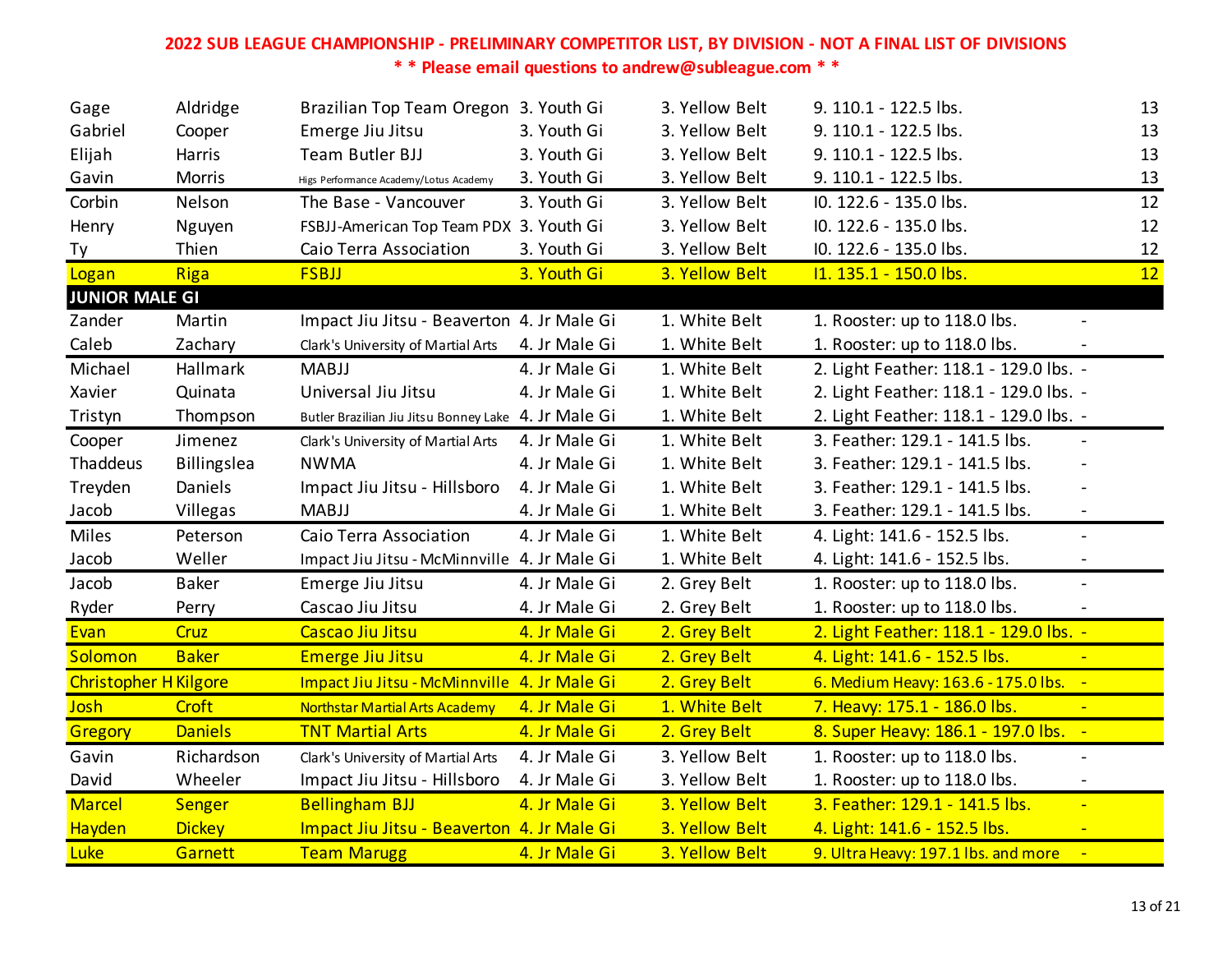**2022 SUB LEAGUE CHAMPIONSHIP - PRELIMINARY COMPETITOR LIST, BY DIVISION - NOT A FINAL LIST OF DIVISIONS**

**\* \* Please email questions to andrew@subleague.com \* \***

| | | | | | | |
|---|---|---|---|---|---|---|
| Gage | Aldridge | Brazilian Top Team Oregon | 3. Youth Gi | 3. Yellow Belt | 9. 110.1 - 122.5 lbs. | 13 |
| Gabriel | Cooper | Emerge Jiu Jitsu | 3. Youth Gi | 3. Yellow Belt | 9. 110.1 - 122.5 lbs. | 13 |
| Elijah | Harris | Team Butler BJJ | 3. Youth Gi | 3. Yellow Belt | 9. 110.1 - 122.5 lbs. | 13 |
| Gavin | Morris | Higs Performance Academy/Lotus Academy | 3. Youth Gi | 3. Yellow Belt | 9. 110.1 - 122.5 lbs. | 13 |
| Corbin | Nelson | The Base - Vancouver | 3. Youth Gi | 3. Yellow Belt | I0. 122.6 - 135.0 lbs. | 12 |
| Henry | Nguyen | FSBJJ-American Top Team PDX | 3. Youth Gi | 3. Yellow Belt | I0. 122.6 - 135.0 lbs. | 12 |
| Ty | Thien | Caio Terra Association | 3. Youth Gi | 3. Yellow Belt | I0. 122.6 - 135.0 lbs. | 12 |
| Logan | Riga | FSBJJ | 3. Youth Gi | 3. Yellow Belt | I1. 135.1 - 150.0 lbs. | 12 |
| **JUNIOR MALE GI** | | | | | | |
| Zander | Martin | Impact Jiu Jitsu - Beaverton | 4. Jr Male Gi | 1. White Belt | 1. Rooster: up to 118.0 lbs. | - |
| Caleb | Zachary | Clark's University of Martial Arts | 4. Jr Male Gi | 1. White Belt | 1. Rooster: up to 118.0 lbs. | - |
| Michael | Hallmark | MABJJ | 4. Jr Male Gi | 1. White Belt | 2. Light Feather: 118.1 - 129.0 lbs. | - |
| Xavier | Quinata | Universal Jiu Jitsu | 4. Jr Male Gi | 1. White Belt | 2. Light Feather: 118.1 - 129.0 lbs. | - |
| Tristyn | Thompson | Butler Brazilian Jiu Jitsu Bonney Lake | 4. Jr Male Gi | 1. White Belt | 2. Light Feather: 118.1 - 129.0 lbs. | - |
| Cooper | Jimenez | Clark's University of Martial Arts | 4. Jr Male Gi | 1. White Belt | 3. Feather: 129.1 - 141.5 lbs. | - |
| Thaddeus | Billingslea | NWMA | 4. Jr Male Gi | 1. White Belt | 3. Feather: 129.1 - 141.5 lbs. | - |
| Treyden | Daniels | Impact Jiu Jitsu - Hillsboro | 4. Jr Male Gi | 1. White Belt | 3. Feather: 129.1 - 141.5 lbs. | - |
| Jacob | Villegas | MABJJ | 4. Jr Male Gi | 1. White Belt | 3. Feather: 129.1 - 141.5 lbs. | - |
| Miles | Peterson | Caio Terra Association | 4. Jr Male Gi | 1. White Belt | 4. Light: 141.6 - 152.5 lbs. | - |
| Jacob | Weller | Impact Jiu Jitsu - McMinnville | 4. Jr Male Gi | 1. White Belt | 4. Light: 141.6 - 152.5 lbs. | - |
| Jacob | Baker | Emerge Jiu Jitsu | 4. Jr Male Gi | 2. Grey Belt | 1. Rooster: up to 118.0 lbs. | - |
| Ryder | Perry | Cascao Jiu Jitsu | 4. Jr Male Gi | 2. Grey Belt | 1. Rooster: up to 118.0 lbs. | - |
| Evan | Cruz | Cascao Jiu Jitsu | 4. Jr Male Gi | 2. Grey Belt | 2. Light Feather: 118.1 - 129.0 lbs. | - |
| Solomon | Baker | Emerge Jiu Jitsu | 4. Jr Male Gi | 2. Grey Belt | 4. Light: 141.6 - 152.5 lbs. | - |
| Christopher H | Kilgore | Impact Jiu Jitsu - McMinnville | 4. Jr Male Gi | 2. Grey Belt | 6. Medium Heavy: 163.6 - 175.0 lbs. | - |
| Josh | Croft | Northstar Martial Arts Academy | 4. Jr Male Gi | 1. White Belt | 7. Heavy: 175.1 - 186.0 lbs. | - |
| Gregory | Daniels | TNT Martial Arts | 4. Jr Male Gi | 2. Grey Belt | 8. Super Heavy: 186.1 - 197.0 lbs. | - |
| Gavin | Richardson | Clark's University of Martial Arts | 4. Jr Male Gi | 3. Yellow Belt | 1. Rooster: up to 118.0 lbs. | - |
| David | Wheeler | Impact Jiu Jitsu - Hillsboro | 4. Jr Male Gi | 3. Yellow Belt | 1. Rooster: up to 118.0 lbs. | - |
| Marcel | Senger | Bellingham BJJ | 4. Jr Male Gi | 3. Yellow Belt | 3. Feather: 129.1 - 141.5 lbs. | - |
| Hayden | Dickey | Impact Jiu Jitsu - Beaverton | 4. Jr Male Gi | 3. Yellow Belt | 4. Light: 141.6 - 152.5 lbs. | - |
| Luke | Garnett | Team Marugg | 4. Jr Male Gi | 3. Yellow Belt | 9. Ultra Heavy: 197.1 lbs. and more | - |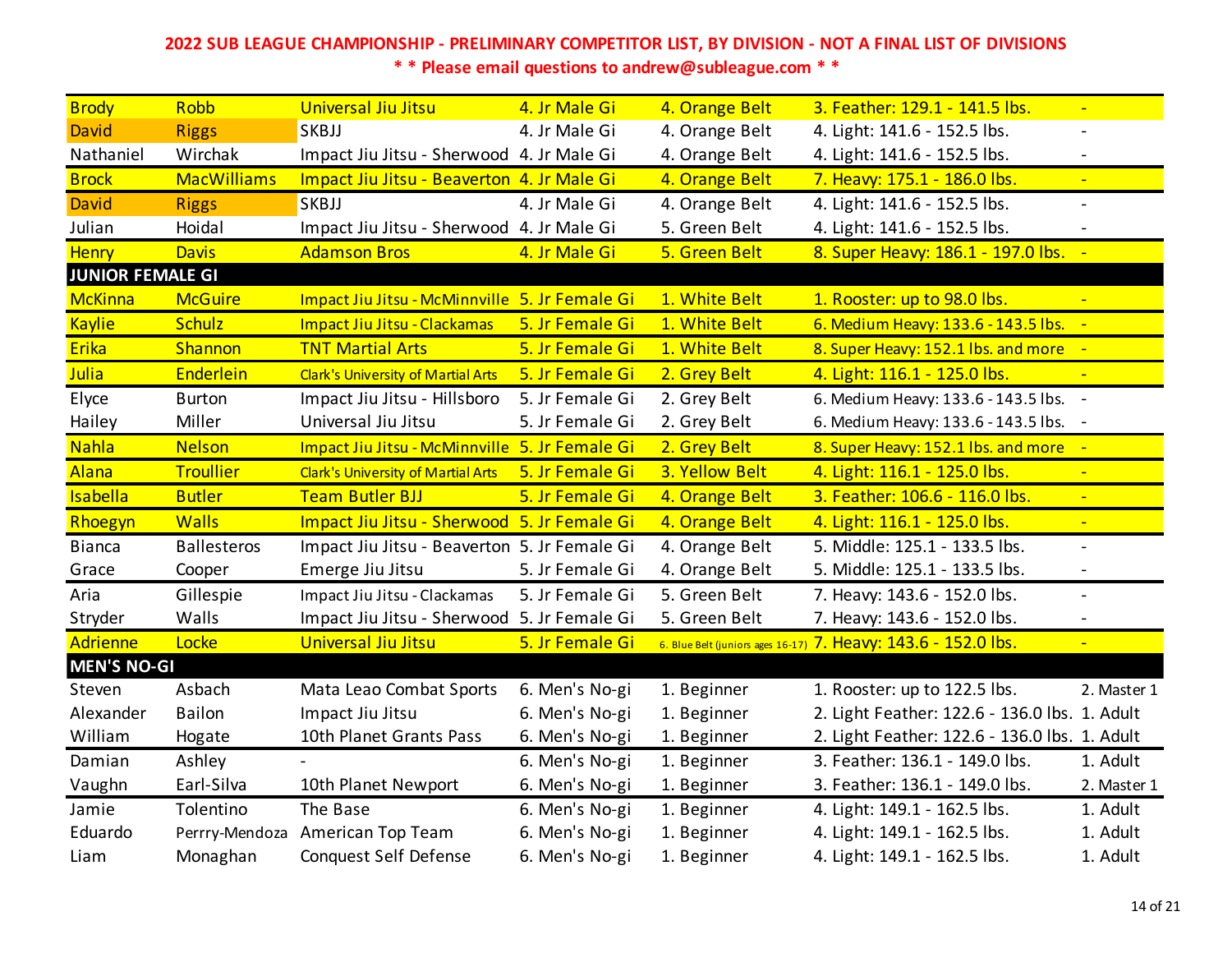**2022 SUB LEAGUE CHAMPIONSHIP - PRELIMINARY COMPETITOR LIST, BY DIVISION - NOT A FINAL LIST OF DIVISIONS**

**\* \* Please email questions to andrew@subleague.com \* \***

| First Name | Last Name | Team | Division | Belt | Weight Class | Age Group |
|---|---|---|---|---|---|---|
| Brody | Robb | Universal Jiu Jitsu | 4. Jr Male Gi | 4. Orange Belt | 3. Feather: 129.1 - 141.5 lbs. | - |
| David | Riggs | SKBJJ | 4. Jr Male Gi | 4. Orange Belt | 4. Light: 141.6 - 152.5 lbs. | - |
| Nathaniel | Wirchak | Impact Jiu Jitsu - Sherwood | 4. Jr Male Gi | 4. Orange Belt | 4. Light: 141.6 - 152.5 lbs. | - |
| Brock | MacWilliams | Impact Jiu Jitsu - Beaverton | 4. Jr Male Gi | 4. Orange Belt | 7. Heavy: 175.1 - 186.0 lbs. | - |
| David | Riggs | SKBJJ | 4. Jr Male Gi | 4. Orange Belt | 4. Light: 141.6 - 152.5 lbs. | - |
| Julian | Hoidal | Impact Jiu Jitsu - Sherwood | 4. Jr Male Gi | 5. Green Belt | 4. Light: 141.6 - 152.5 lbs. | - |
| Henry | Davis | Adamson Bros | 4. Jr Male Gi | 5. Green Belt | 8. Super Heavy: 186.1 - 197.0 lbs. | - |
| **JUNIOR FEMALE GI** | | | | | | |
| McKinna | McGuire | Impact Jiu Jitsu - McMinnville | 5. Jr Female Gi | 1. White Belt | 1. Rooster: up to 98.0 lbs. | - |
| Kaylie | Schulz | Impact Jiu Jitsu - Clackamas | 5. Jr Female Gi | 1. White Belt | 6. Medium Heavy: 133.6 - 143.5 lbs. | - |
| Erika | Shannon | TNT Martial Arts | 5. Jr Female Gi | 1. White Belt | 8. Super Heavy: 152.1 lbs. and more | - |
| Julia | Enderlein | Clark's University of Martial Arts | 5. Jr Female Gi | 2. Grey Belt | 4. Light: 116.1 - 125.0 lbs. | - |
| Elyce | Burton | Impact Jiu Jitsu - Hillsboro | 5. Jr Female Gi | 2. Grey Belt | 6. Medium Heavy: 133.6 - 143.5 lbs. | - |
| Hailey | Miller | Universal Jiu Jitsu | 5. Jr Female Gi | 2. Grey Belt | 6. Medium Heavy: 133.6 - 143.5 lbs. | - |
| Nahla | Nelson | Impact Jiu Jitsu - McMinnville | 5. Jr Female Gi | 2. Grey Belt | 8. Super Heavy: 152.1 lbs. and more | - |
| Alana | Troullier | Clark's University of Martial Arts | 5. Jr Female Gi | 3. Yellow Belt | 4. Light: 116.1 - 125.0 lbs. | - |
| Isabella | Butler | Team Butler BJJ | 5. Jr Female Gi | 4. Orange Belt | 3. Feather: 106.6 - 116.0 lbs. | - |
| Rhoegyn | Walls | Impact Jiu Jitsu - Sherwood | 5. Jr Female Gi | 4. Orange Belt | 4. Light: 116.1 - 125.0 lbs. | - |
| Bianca | Ballesteros | Impact Jiu Jitsu - Beaverton | 5. Jr Female Gi | 4. Orange Belt | 5. Middle: 125.1 - 133.5 lbs. | - |
| Grace | Cooper | Emerge Jiu Jitsu | 5. Jr Female Gi | 4. Orange Belt | 5. Middle: 125.1 - 133.5 lbs. | - |
| Aria | Gillespie | Impact Jiu Jitsu - Clackamas | 5. Jr Female Gi | 5. Green Belt | 7. Heavy: 143.6 - 152.0 lbs. | - |
| Stryder | Walls | Impact Jiu Jitsu - Sherwood | 5. Jr Female Gi | 5. Green Belt | 7. Heavy: 143.6 - 152.0 lbs. | - |
| Adrienne | Locke | Universal Jiu Jitsu | 5. Jr Female Gi | 6. Blue Belt (juniors ages 16-17) | 7. Heavy: 143.6 - 152.0 lbs. | - |
| **MEN'S NO-GI** | | | | | | |
| Steven | Asbach | Mata Leao Combat Sports | 6. Men's No-gi | 1. Beginner | 1. Rooster: up to 122.5 lbs. | 2. Master 1 |
| Alexander | Bailon | Impact Jiu Jitsu | 6. Men's No-gi | 1. Beginner | 2. Light Feather: 122.6 - 136.0 lbs. | 1. Adult |
| William | Hogate | 10th Planet Grants Pass | 6. Men's No-gi | 1. Beginner | 2. Light Feather: 122.6 - 136.0 lbs. | 1. Adult |
| Damian | Ashley | - | 6. Men's No-gi | 1. Beginner | 3. Feather: 136.1 - 149.0 lbs. | 1. Adult |
| Vaughn | Earl-Silva | 10th Planet Newport | 6. Men's No-gi | 1. Beginner | 3. Feather: 136.1 - 149.0 lbs. | 2. Master 1 |
| Jamie | Tolentino | The Base | 6. Men's No-gi | 1. Beginner | 4. Light: 149.1 - 162.5 lbs. | 1. Adult |
| Eduardo | Perrry-Mendoza | American Top Team | 6. Men's No-gi | 1. Beginner | 4. Light: 149.1 - 162.5 lbs. | 1. Adult |
| Liam | Monaghan | Conquest Self Defense | 6. Men's No-gi | 1. Beginner | 4. Light: 149.1 - 162.5 lbs. | 1. Adult |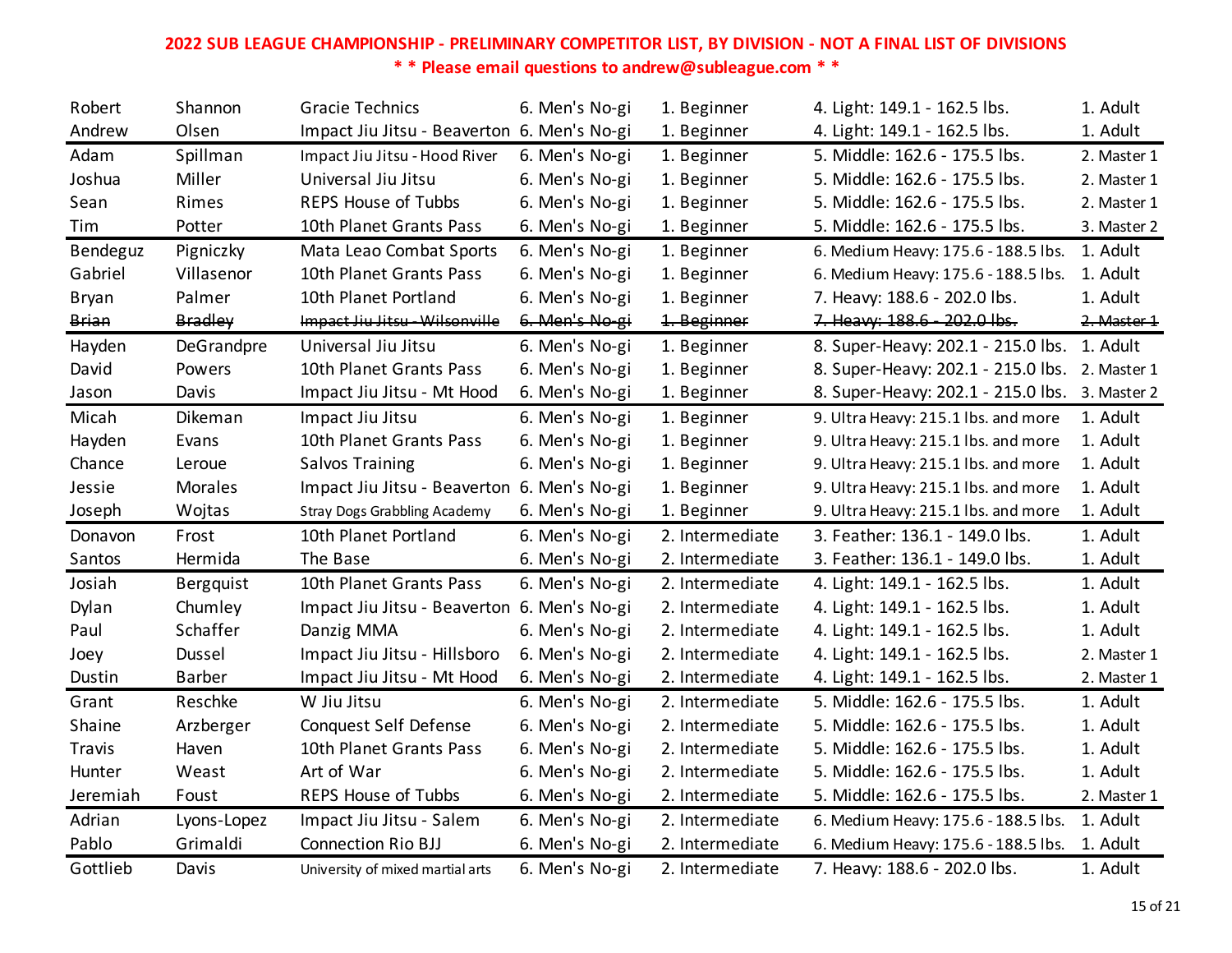**2022 SUB LEAGUE CHAMPIONSHIP - PRELIMINARY COMPETITOR LIST, BY DIVISION - NOT A FINAL LIST OF DIVISIONS**

**\* \* Please email questions to andrew@subleague.com \* \***

| | | | | | | |
|---|---|---|---|---|---|---|
| Robert | Shannon | Gracie Technics | 6. Men's No-gi | 1. Beginner | 4. Light: 149.1 - 162.5 lbs. | 1. Adult |
| Andrew | Olsen | Impact Jiu Jitsu - Beaverton | 6. Men's No-gi | 1. Beginner | 4. Light: 149.1 - 162.5 lbs. | 1. Adult |
| Adam | Spillman | Impact Jiu Jitsu - Hood River | 6. Men's No-gi | 1. Beginner | 5. Middle: 162.6 - 175.5 lbs. | 2. Master 1 |
| Joshua | Miller | Universal Jiu Jitsu | 6. Men's No-gi | 1. Beginner | 5. Middle: 162.6 - 175.5 lbs. | 2. Master 1 |
| Sean | Rimes | REPS House of Tubbs | 6. Men's No-gi | 1. Beginner | 5. Middle: 162.6 - 175.5 lbs. | 2. Master 1 |
| Tim | Potter | 10th Planet Grants Pass | 6. Men's No-gi | 1. Beginner | 5. Middle: 162.6 - 175.5 lbs. | 3. Master 2 |
| Bendeguz | Pigniczky | Mata Leao Combat Sports | 6. Men's No-gi | 1. Beginner | 6. Medium Heavy: 175.6 - 188.5 lbs. | 1. Adult |
| Gabriel | Villasenor | 10th Planet Grants Pass | 6. Men's No-gi | 1. Beginner | 6. Medium Heavy: 175.6 - 188.5 lbs. | 1. Adult |
| Bryan | Palmer | 10th Planet Portland | 6. Men's No-gi | 1. Beginner | 7. Heavy: 188.6 - 202.0 lbs. | 1. Adult |
| ~~Brian~~ | ~~Bradley~~ | ~~Impact Jiu Jitsu - Wilsonville~~ | ~~6. Men's No-gi~~ | ~~1. Beginner~~ | ~~7. Heavy: 188.6 - 202.0 lbs.~~ | ~~2. Master 1~~ |
| Hayden | DeGrandpre | Universal Jiu Jitsu | 6. Men's No-gi | 1. Beginner | 8. Super-Heavy: 202.1 - 215.0 lbs. | 1. Adult |
| David | Powers | 10th Planet Grants Pass | 6. Men's No-gi | 1. Beginner | 8. Super-Heavy: 202.1 - 215.0 lbs. | 2. Master 1 |
| Jason | Davis | Impact Jiu Jitsu - Mt Hood | 6. Men's No-gi | 1. Beginner | 8. Super-Heavy: 202.1 - 215.0 lbs. | 3. Master 2 |
| Micah | Dikeman | Impact Jiu Jitsu | 6. Men's No-gi | 1. Beginner | 9. Ultra Heavy: 215.1 lbs. and more | 1. Adult |
| Hayden | Evans | 10th Planet Grants Pass | 6. Men's No-gi | 1. Beginner | 9. Ultra Heavy: 215.1 lbs. and more | 1. Adult |
| Chance | Leroue | Salvos Training | 6. Men's No-gi | 1. Beginner | 9. Ultra Heavy: 215.1 lbs. and more | 1. Adult |
| Jessie | Morales | Impact Jiu Jitsu - Beaverton | 6. Men's No-gi | 1. Beginner | 9. Ultra Heavy: 215.1 lbs. and more | 1. Adult |
| Joseph | Wojtas | Stray Dogs Grabbling Academy | 6. Men's No-gi | 1. Beginner | 9. Ultra Heavy: 215.1 lbs. and more | 1. Adult |
| Donavon | Frost | 10th Planet Portland | 6. Men's No-gi | 2. Intermediate | 3. Feather: 136.1 - 149.0 lbs. | 1. Adult |
| Santos | Hermida | The Base | 6. Men's No-gi | 2. Intermediate | 3. Feather: 136.1 - 149.0 lbs. | 1. Adult |
| Josiah | Bergquist | 10th Planet Grants Pass | 6. Men's No-gi | 2. Intermediate | 4. Light: 149.1 - 162.5 lbs. | 1. Adult |
| Dylan | Chumley | Impact Jiu Jitsu - Beaverton | 6. Men's No-gi | 2. Intermediate | 4. Light: 149.1 - 162.5 lbs. | 1. Adult |
| Paul | Schaffer | Danzig MMA | 6. Men's No-gi | 2. Intermediate | 4. Light: 149.1 - 162.5 lbs. | 1. Adult |
| Joey | Dussel | Impact Jiu Jitsu - Hillsboro | 6. Men's No-gi | 2. Intermediate | 4. Light: 149.1 - 162.5 lbs. | 2. Master 1 |
| Dustin | Barber | Impact Jiu Jitsu - Mt Hood | 6. Men's No-gi | 2. Intermediate | 4. Light: 149.1 - 162.5 lbs. | 2. Master 1 |
| Grant | Reschke | W Jiu Jitsu | 6. Men's No-gi | 2. Intermediate | 5. Middle: 162.6 - 175.5 lbs. | 1. Adult |
| Shaine | Arzberger | Conquest Self Defense | 6. Men's No-gi | 2. Intermediate | 5. Middle: 162.6 - 175.5 lbs. | 1. Adult |
| Travis | Haven | 10th Planet Grants Pass | 6. Men's No-gi | 2. Intermediate | 5. Middle: 162.6 - 175.5 lbs. | 1. Adult |
| Hunter | Weast | Art of War | 6. Men's No-gi | 2. Intermediate | 5. Middle: 162.6 - 175.5 lbs. | 1. Adult |
| Jeremiah | Foust | REPS House of Tubbs | 6. Men's No-gi | 2. Intermediate | 5. Middle: 162.6 - 175.5 lbs. | 2. Master 1 |
| Adrian | Lyons-Lopez | Impact Jiu Jitsu - Salem | 6. Men's No-gi | 2. Intermediate | 6. Medium Heavy: 175.6 - 188.5 lbs. | 1. Adult |
| Pablo | Grimaldi | Connection Rio BJJ | 6. Men's No-gi | 2. Intermediate | 6. Medium Heavy: 175.6 - 188.5 lbs. | 1. Adult |
| Gottlieb | Davis | University of mixed martial arts | 6. Men's No-gi | 2. Intermediate | 7. Heavy: 188.6 - 202.0 lbs. | 1. Adult |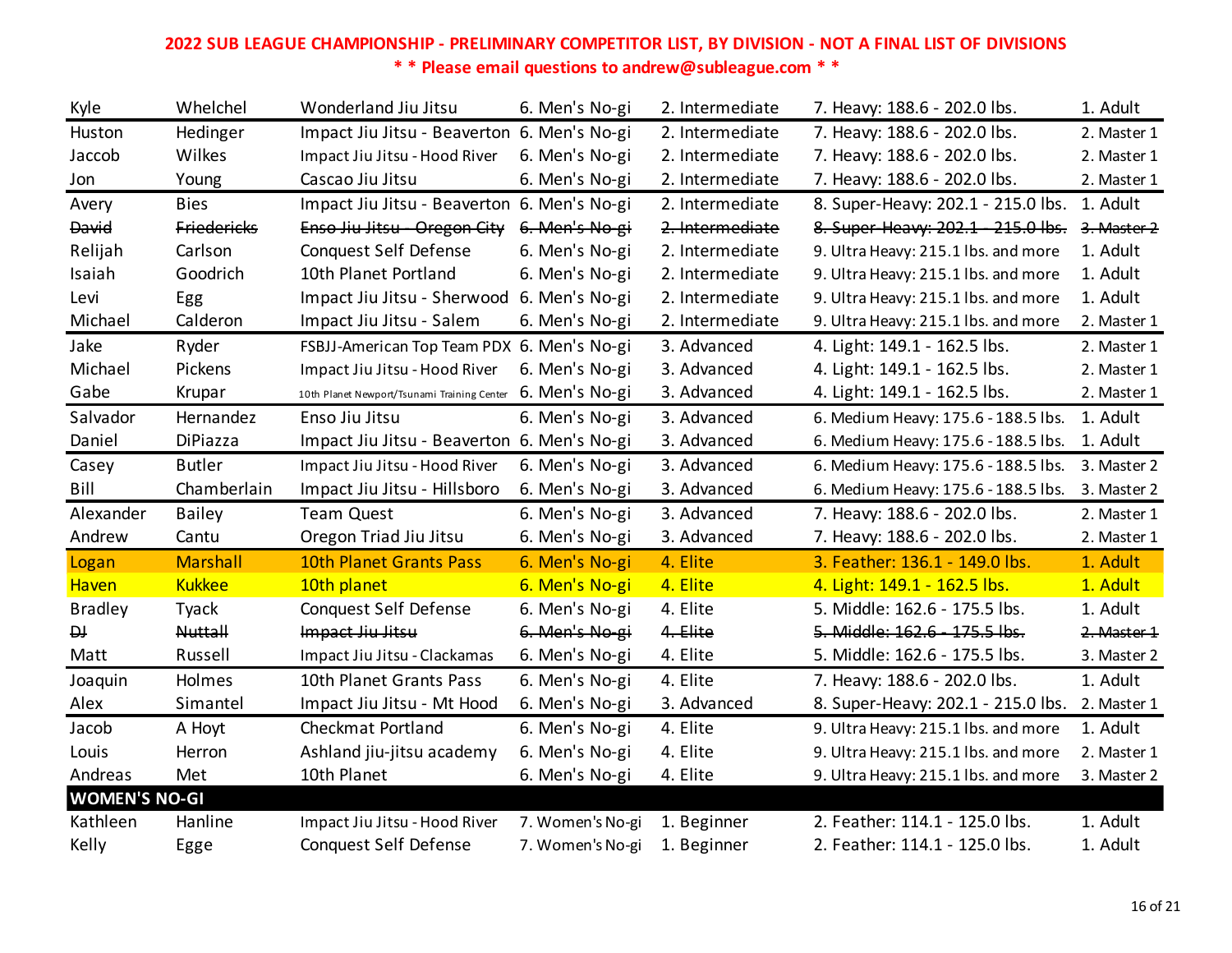**2022 SUB LEAGUE CHAMPIONSHIP - PRELIMINARY COMPETITOR LIST, BY DIVISION - NOT A FINAL LIST OF DIVISIONS**

**\* \* Please email questions to andrew@subleague.com \* \***

| | | | | | | |
|---|---|---|---|---|---|---|
| Kyle | Whelchel | Wonderland Jiu Jitsu | 6. Men's No-gi | 2. Intermediate | 7. Heavy: 188.6 - 202.0 lbs. | 1. Adult |
| Huston | Hedinger | Impact Jiu Jitsu - Beaverton | 6. Men's No-gi | 2. Intermediate | 7. Heavy: 188.6 - 202.0 lbs. | 2. Master 1 |
| Jaccob | Wilkes | Impact Jiu Jitsu - Hood River | 6. Men's No-gi | 2. Intermediate | 7. Heavy: 188.6 - 202.0 lbs. | 2. Master 1 |
| Jon | Young | Cascao Jiu Jitsu | 6. Men's No-gi | 2. Intermediate | 7. Heavy: 188.6 - 202.0 lbs. | 2. Master 1 |
| Avery | Bies | Impact Jiu Jitsu - Beaverton | 6. Men's No-gi | 2. Intermediate | 8. Super-Heavy: 202.1 - 215.0 lbs. | 1. Adult |
| ~~David~~ | ~~Friedericks~~ | ~~Enso Jiu Jitsu - Oregon City~~ | ~~6. Men's No-gi~~ | ~~2. Intermediate~~ | ~~8. Super-Heavy: 202.1 - 215.0 lbs.~~ | ~~3. Master 2~~ |
| Relijah | Carlson | Conquest Self Defense | 6. Men's No-gi | 2. Intermediate | 9. Ultra Heavy: 215.1 lbs. and more | 1. Adult |
| Isaiah | Goodrich | 10th Planet Portland | 6. Men's No-gi | 2. Intermediate | 9. Ultra Heavy: 215.1 lbs. and more | 1. Adult |
| Levi | Egg | Impact Jiu Jitsu - Sherwood | 6. Men's No-gi | 2. Intermediate | 9. Ultra Heavy: 215.1 lbs. and more | 1. Adult |
| Michael | Calderon | Impact Jiu Jitsu - Salem | 6. Men's No-gi | 2. Intermediate | 9. Ultra Heavy: 215.1 lbs. and more | 2. Master 1 |
| Jake | Ryder | FSBJJ-American Top Team PDX | 6. Men's No-gi | 3. Advanced | 4. Light: 149.1 - 162.5 lbs. | 2. Master 1 |
| Michael | Pickens | Impact Jiu Jitsu - Hood River | 6. Men's No-gi | 3. Advanced | 4. Light: 149.1 - 162.5 lbs. | 2. Master 1 |
| Gabe | Krupar | 10th Planet Newport/Tsunami Training Center | 6. Men's No-gi | 3. Advanced | 4. Light: 149.1 - 162.5 lbs. | 2. Master 1 |
| Salvador | Hernandez | Enso Jiu Jitsu | 6. Men's No-gi | 3. Advanced | 6. Medium Heavy: 175.6 - 188.5 lbs. | 1. Adult |
| Daniel | DiPiazza | Impact Jiu Jitsu - Beaverton | 6. Men's No-gi | 3. Advanced | 6. Medium Heavy: 175.6 - 188.5 lbs. | 1. Adult |
| Casey | Butler | Impact Jiu Jitsu - Hood River | 6. Men's No-gi | 3. Advanced | 6. Medium Heavy: 175.6 - 188.5 lbs. | 3. Master 2 |
| Bill | Chamberlain | Impact Jiu Jitsu - Hillsboro | 6. Men's No-gi | 3. Advanced | 6. Medium Heavy: 175.6 - 188.5 lbs. | 3. Master 2 |
| Alexander | Bailey | Team Quest | 6. Men's No-gi | 3. Advanced | 7. Heavy: 188.6 - 202.0 lbs. | 2. Master 1 |
| Andrew | Cantu | Oregon Triad Jiu Jitsu | 6. Men's No-gi | 3. Advanced | 7. Heavy: 188.6 - 202.0 lbs. | 2. Master 1 |
| Logan | Marshall | 10th Planet Grants Pass | 6. Men's No-gi | 4. Elite | 3. Feather: 136.1 - 149.0 lbs. | 1. Adult |
| Haven | Kukkee | 10th planet | 6. Men's No-gi | 4. Elite | 4. Light: 149.1 - 162.5 lbs. | 1. Adult |
| Bradley | Tyack | Conquest Self Defense | 6. Men's No-gi | 4. Elite | 5. Middle: 162.6 - 175.5 lbs. | 1. Adult |
| ~~DJ~~ | ~~Nuttall~~ | ~~Impact Jiu Jitsu~~ | ~~6. Men's No-gi~~ | ~~4. Elite~~ | ~~5. Middle: 162.6 - 175.5 lbs.~~ | ~~2. Master 1~~ |
| Matt | Russell | Impact Jiu Jitsu - Clackamas | 6. Men's No-gi | 4. Elite | 5. Middle: 162.6 - 175.5 lbs. | 3. Master 2 |
| Joaquin | Holmes | 10th Planet Grants Pass | 6. Men's No-gi | 4. Elite | 7. Heavy: 188.6 - 202.0 lbs. | 1. Adult |
| Alex | Simantel | Impact Jiu Jitsu - Mt Hood | 6. Men's No-gi | 3. Advanced | 8. Super-Heavy: 202.1 - 215.0 lbs. | 2. Master 1 |
| Jacob | A Hoyt | Checkmat Portland | 6. Men's No-gi | 4. Elite | 9. Ultra Heavy: 215.1 lbs. and more | 1. Adult |
| Louis | Herron | Ashland jiu-jitsu academy | 6. Men's No-gi | 4. Elite | 9. Ultra Heavy: 215.1 lbs. and more | 2. Master 1 |
| Andreas | Met | 10th Planet | 6. Men's No-gi | 4. Elite | 9. Ultra Heavy: 215.1 lbs. and more | 3. Master 2 |
| **WOMEN'S NO-GI** | | | | | | |
| Kathleen | Hanline | Impact Jiu Jitsu - Hood River | 7. Women's No-gi | 1. Beginner | 2. Feather: 114.1 - 125.0 lbs. | 1. Adult |
| Kelly | Egge | Conquest Self Defense | 7. Women's No-gi | 1. Beginner | 2. Feather: 114.1 - 125.0 lbs. | 1. Adult |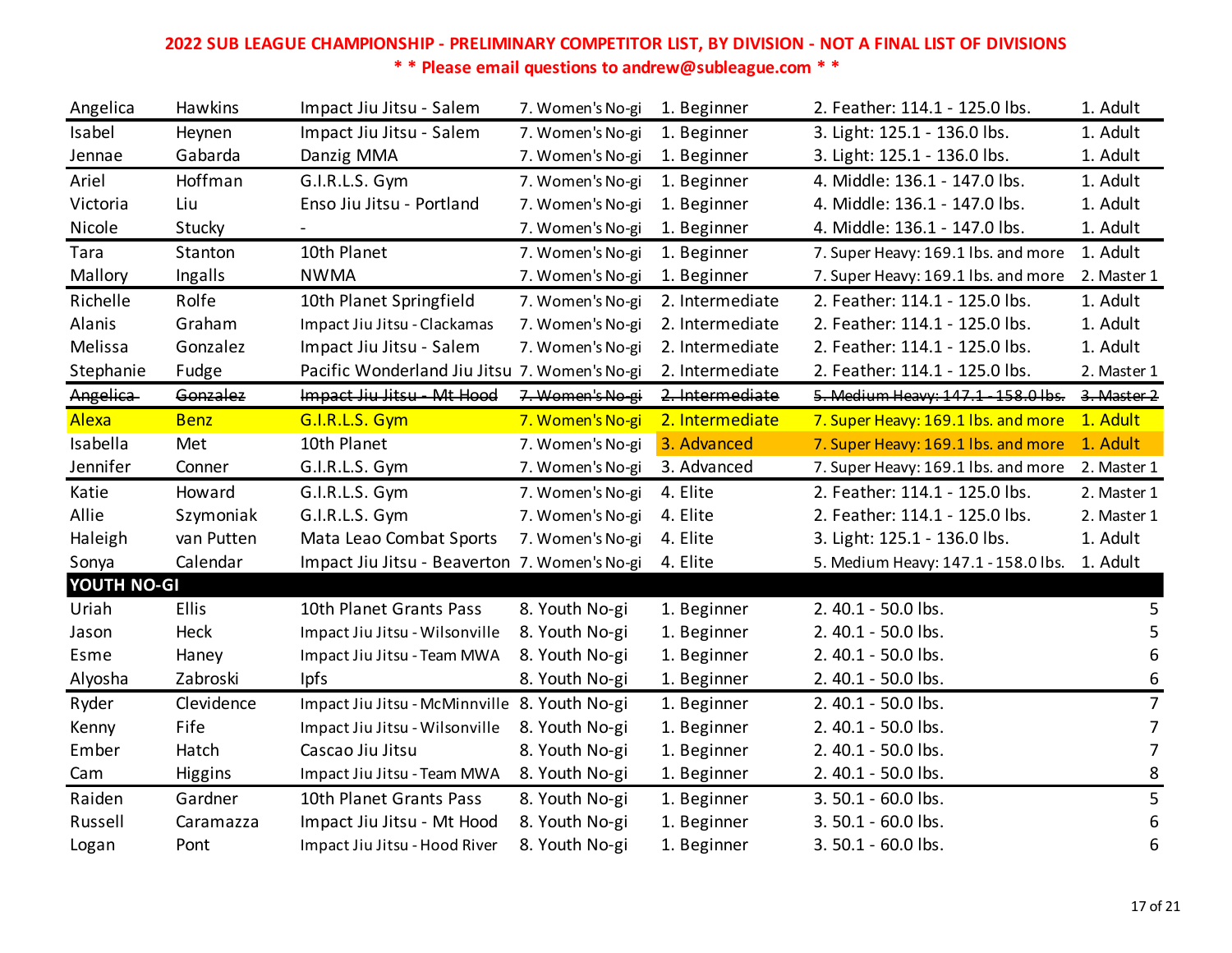**2022 SUB LEAGUE CHAMPIONSHIP - PRELIMINARY COMPETITOR LIST, BY DIVISION - NOT A FINAL LIST OF DIVISIONS**

**\* \* Please email questions to andrew@subleague.com \* \***

| | | | | | | |
|---|---|---|---|---|---|---|
| Angelica | Hawkins | Impact Jiu Jitsu - Salem | 7. Women's No-gi | 1. Beginner | 2. Feather: 114.1 - 125.0 lbs. | 1. Adult |
| Isabel | Heynen | Impact Jiu Jitsu - Salem | 7. Women's No-gi | 1. Beginner | 3. Light: 125.1 - 136.0 lbs. | 1. Adult |
| Jennae | Gabarda | Danzig MMA | 7. Women's No-gi | 1. Beginner | 3. Light: 125.1 - 136.0 lbs. | 1. Adult |
| Ariel | Hoffman | G.I.R.L.S. Gym | 7. Women's No-gi | 1. Beginner | 4. Middle: 136.1 - 147.0 lbs. | 1. Adult |
| Victoria | Liu | Enso Jiu Jitsu - Portland | 7. Women's No-gi | 1. Beginner | 4. Middle: 136.1 - 147.0 lbs. | 1. Adult |
| Nicole | Stucky | - | 7. Women's No-gi | 1. Beginner | 4. Middle: 136.1 - 147.0 lbs. | 1. Adult |
| Tara | Stanton | 10th Planet | 7. Women's No-gi | 1. Beginner | 7. Super Heavy: 169.1 lbs. and more | 1. Adult |
| Mallory | Ingalls | NWMA | 7. Women's No-gi | 1. Beginner | 7. Super Heavy: 169.1 lbs. and more | 2. Master 1 |
| Richelle | Rolfe | 10th Planet Springfield | 7. Women's No-gi | 2. Intermediate | 2. Feather: 114.1 - 125.0 lbs. | 1. Adult |
| Alanis | Graham | Impact Jiu Jitsu - Clackamas | 7. Women's No-gi | 2. Intermediate | 2. Feather: 114.1 - 125.0 lbs. | 1. Adult |
| Melissa | Gonzalez | Impact Jiu Jitsu - Salem | 7. Women's No-gi | 2. Intermediate | 2. Feather: 114.1 - 125.0 lbs. | 1. Adult |
| Stephanie | Fudge | Pacific Wonderland Jiu Jitsu | 7. Women's No-gi | 2. Intermediate | 2. Feather: 114.1 - 125.0 lbs. | 2. Master 1 |
| ~~Angelica~~ | ~~Gonzalez~~ | ~~Impact Jiu Jitsu - Mt Hood~~ | ~~7. Women's No-gi~~ | ~~2. Intermediate~~ | ~~5. Medium Heavy: 147.1 - 158.0 lbs.~~ | ~~3. Master 2~~ |
| Alexa | Benz | G.I.R.L.S. Gym | 7. Women's No-gi | 2. Intermediate | 7. Super Heavy: 169.1 lbs. and more | 1. Adult |
| Isabella | Met | 10th Planet | 7. Women's No-gi | 3. Advanced | 7. Super Heavy: 169.1 lbs. and more | 1. Adult |
| Jennifer | Conner | G.I.R.L.S. Gym | 7. Women's No-gi | 3. Advanced | 7. Super Heavy: 169.1 lbs. and more | 2. Master 1 |
| Katie | Howard | G.I.R.L.S. Gym | 7. Women's No-gi | 4. Elite | 2. Feather: 114.1 - 125.0 lbs. | 2. Master 1 |
| Allie | Szymoniak | G.I.R.L.S. Gym | 7. Women's No-gi | 4. Elite | 2. Feather: 114.1 - 125.0 lbs. | 2. Master 1 |
| Haleigh | van Putten | Mata Leao Combat Sports | 7. Women's No-gi | 4. Elite | 3. Light: 125.1 - 136.0 lbs. | 1. Adult |
| Sonya | Calendar | Impact Jiu Jitsu - Beaverton | 7. Women's No-gi | 4. Elite | 5. Medium Heavy: 147.1 - 158.0 lbs. | 1. Adult |
| **YOUTH NO-GI** | | | | | | |
| Uriah | Ellis | 10th Planet Grants Pass | 8. Youth No-gi | 1. Beginner | 2. 40.1 - 50.0 lbs. | 5 |
| Jason | Heck | Impact Jiu Jitsu - Wilsonville | 8. Youth No-gi | 1. Beginner | 2. 40.1 - 50.0 lbs. | 5 |
| Esme | Haney | Impact Jiu Jitsu - Team MWA | 8. Youth No-gi | 1. Beginner | 2. 40.1 - 50.0 lbs. | 6 |
| Alyosha | Zabroski | Ipfs | 8. Youth No-gi | 1. Beginner | 2. 40.1 - 50.0 lbs. | 6 |
| Ryder | Clevidence | Impact Jiu Jitsu - McMinnville | 8. Youth No-gi | 1. Beginner | 2. 40.1 - 50.0 lbs. | 7 |
| Kenny | Fife | Impact Jiu Jitsu - Wilsonville | 8. Youth No-gi | 1. Beginner | 2. 40.1 - 50.0 lbs. | 7 |
| Ember | Hatch | Cascao Jiu Jitsu | 8. Youth No-gi | 1. Beginner | 2. 40.1 - 50.0 lbs. | 7 |
| Cam | Higgins | Impact Jiu Jitsu - Team MWA | 8. Youth No-gi | 1. Beginner | 2. 40.1 - 50.0 lbs. | 8 |
| Raiden | Gardner | 10th Planet Grants Pass | 8. Youth No-gi | 1. Beginner | 3. 50.1 - 60.0 lbs. | 5 |
| Russell | Caramazza | Impact Jiu Jitsu - Mt Hood | 8. Youth No-gi | 1. Beginner | 3. 50.1 - 60.0 lbs. | 6 |
| Logan | Pont | Impact Jiu Jitsu - Hood River | 8. Youth No-gi | 1. Beginner | 3. 50.1 - 60.0 lbs. | 6 |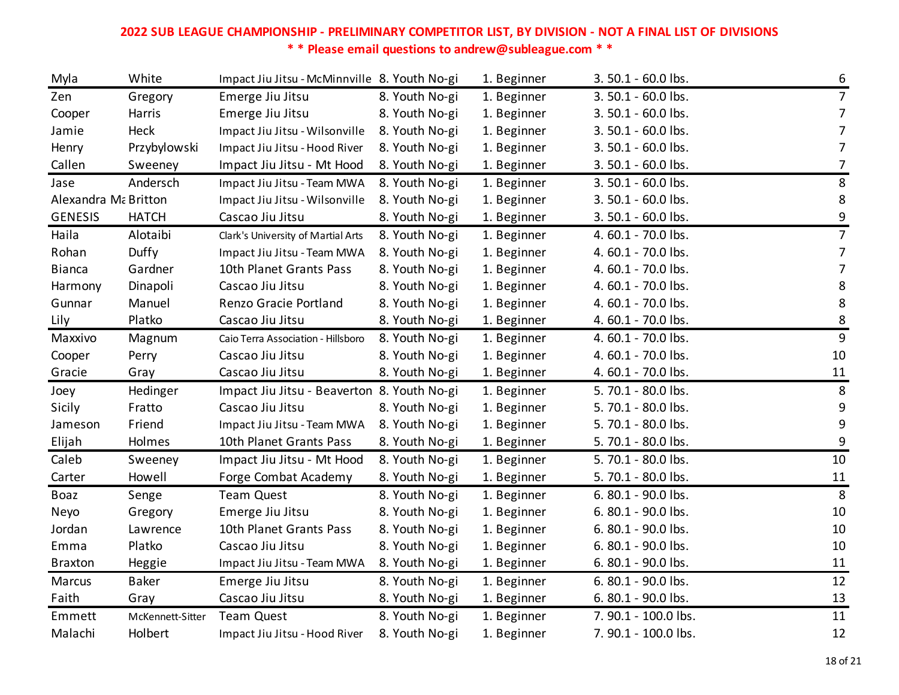**2022 SUB LEAGUE CHAMPIONSHIP - PRELIMINARY COMPETITOR LIST, BY DIVISION - NOT A FINAL LIST OF DIVISIONS**

**\* \* Please email questions to andrew@subleague.com \* \***

| | | | | | | |
|---|---|---|---|---|---|---|
| Myla | White | Impact Jiu Jitsu - McMinnville | 8. Youth No-gi | 1. Beginner | 3. 50.1 - 60.0 lbs. | 6 |
| Zen | Gregory | Emerge Jiu Jitsu | 8. Youth No-gi | 1. Beginner | 3. 50.1 - 60.0 lbs. | 7 |
| Cooper | Harris | Emerge Jiu Jitsu | 8. Youth No-gi | 1. Beginner | 3. 50.1 - 60.0 lbs. | 7 |
| Jamie | Heck | Impact Jiu Jitsu - Wilsonville | 8. Youth No-gi | 1. Beginner | 3. 50.1 - 60.0 lbs. | 7 |
| Henry | Przybylowski | Impact Jiu Jitsu - Hood River | 8. Youth No-gi | 1. Beginner | 3. 50.1 - 60.0 lbs. | 7 |
| Callen | Sweeney | Impact Jiu Jitsu - Mt Hood | 8. Youth No-gi | 1. Beginner | 3. 50.1 - 60.0 lbs. | 7 |
| Jase | Andersch | Impact Jiu Jitsu - Team MWA | 8. Youth No-gi | 1. Beginner | 3. 50.1 - 60.0 lbs. | 8 |
| Alexandra Ma | Britton | Impact Jiu Jitsu - Wilsonville | 8. Youth No-gi | 1. Beginner | 3. 50.1 - 60.0 lbs. | 8 |
| GENESIS | HATCH | Cascao Jiu Jitsu | 8. Youth No-gi | 1. Beginner | 3. 50.1 - 60.0 lbs. | 9 |
| Haila | Alotaibi | Clark's University of Martial Arts | 8. Youth No-gi | 1. Beginner | 4. 60.1 - 70.0 lbs. | 7 |
| Rohan | Duffy | Impact Jiu Jitsu - Team MWA | 8. Youth No-gi | 1. Beginner | 4. 60.1 - 70.0 lbs. | 7 |
| Bianca | Gardner | 10th Planet Grants Pass | 8. Youth No-gi | 1. Beginner | 4. 60.1 - 70.0 lbs. | 7 |
| Harmony | Dinapoli | Cascao Jiu Jitsu | 8. Youth No-gi | 1. Beginner | 4. 60.1 - 70.0 lbs. | 8 |
| Gunnar | Manuel | Renzo Gracie Portland | 8. Youth No-gi | 1. Beginner | 4. 60.1 - 70.0 lbs. | 8 |
| Lily | Platko | Cascao Jiu Jitsu | 8. Youth No-gi | 1. Beginner | 4. 60.1 - 70.0 lbs. | 8 |
| Maxxivo | Magnum | Caio Terra Association - Hillsboro | 8. Youth No-gi | 1. Beginner | 4. 60.1 - 70.0 lbs. | 9 |
| Cooper | Perry | Cascao Jiu Jitsu | 8. Youth No-gi | 1. Beginner | 4. 60.1 - 70.0 lbs. | 10 |
| Gracie | Gray | Cascao Jiu Jitsu | 8. Youth No-gi | 1. Beginner | 4. 60.1 - 70.0 lbs. | 11 |
| Joey | Hedinger | Impact Jiu Jitsu - Beaverton | 8. Youth No-gi | 1. Beginner | 5. 70.1 - 80.0 lbs. | 8 |
| Sicily | Fratto | Cascao Jiu Jitsu | 8. Youth No-gi | 1. Beginner | 5. 70.1 - 80.0 lbs. | 9 |
| Jameson | Friend | Impact Jiu Jitsu - Team MWA | 8. Youth No-gi | 1. Beginner | 5. 70.1 - 80.0 lbs. | 9 |
| Elijah | Holmes | 10th Planet Grants Pass | 8. Youth No-gi | 1. Beginner | 5. 70.1 - 80.0 lbs. | 9 |
| Caleb | Sweeney | Impact Jiu Jitsu - Mt Hood | 8. Youth No-gi | 1. Beginner | 5. 70.1 - 80.0 lbs. | 10 |
| Carter | Howell | Forge Combat Academy | 8. Youth No-gi | 1. Beginner | 5. 70.1 - 80.0 lbs. | 11 |
| Boaz | Senge | Team Quest | 8. Youth No-gi | 1. Beginner | 6. 80.1 - 90.0 lbs. | 8 |
| Neyo | Gregory | Emerge Jiu Jitsu | 8. Youth No-gi | 1. Beginner | 6. 80.1 - 90.0 lbs. | 10 |
| Jordan | Lawrence | 10th Planet Grants Pass | 8. Youth No-gi | 1. Beginner | 6. 80.1 - 90.0 lbs. | 10 |
| Emma | Platko | Cascao Jiu Jitsu | 8. Youth No-gi | 1. Beginner | 6. 80.1 - 90.0 lbs. | 10 |
| Braxton | Heggie | Impact Jiu Jitsu - Team MWA | 8. Youth No-gi | 1. Beginner | 6. 80.1 - 90.0 lbs. | 11 |
| Marcus | Baker | Emerge Jiu Jitsu | 8. Youth No-gi | 1. Beginner | 6. 80.1 - 90.0 lbs. | 12 |
| Faith | Gray | Cascao Jiu Jitsu | 8. Youth No-gi | 1. Beginner | 6. 80.1 - 90.0 lbs. | 13 |
| Emmett | McKennett-Sitter | Team Quest | 8. Youth No-gi | 1. Beginner | 7. 90.1 - 100.0 lbs. | 11 |
| Malachi | Holbert | Impact Jiu Jitsu - Hood River | 8. Youth No-gi | 1. Beginner | 7. 90.1 - 100.0 lbs. | 12 |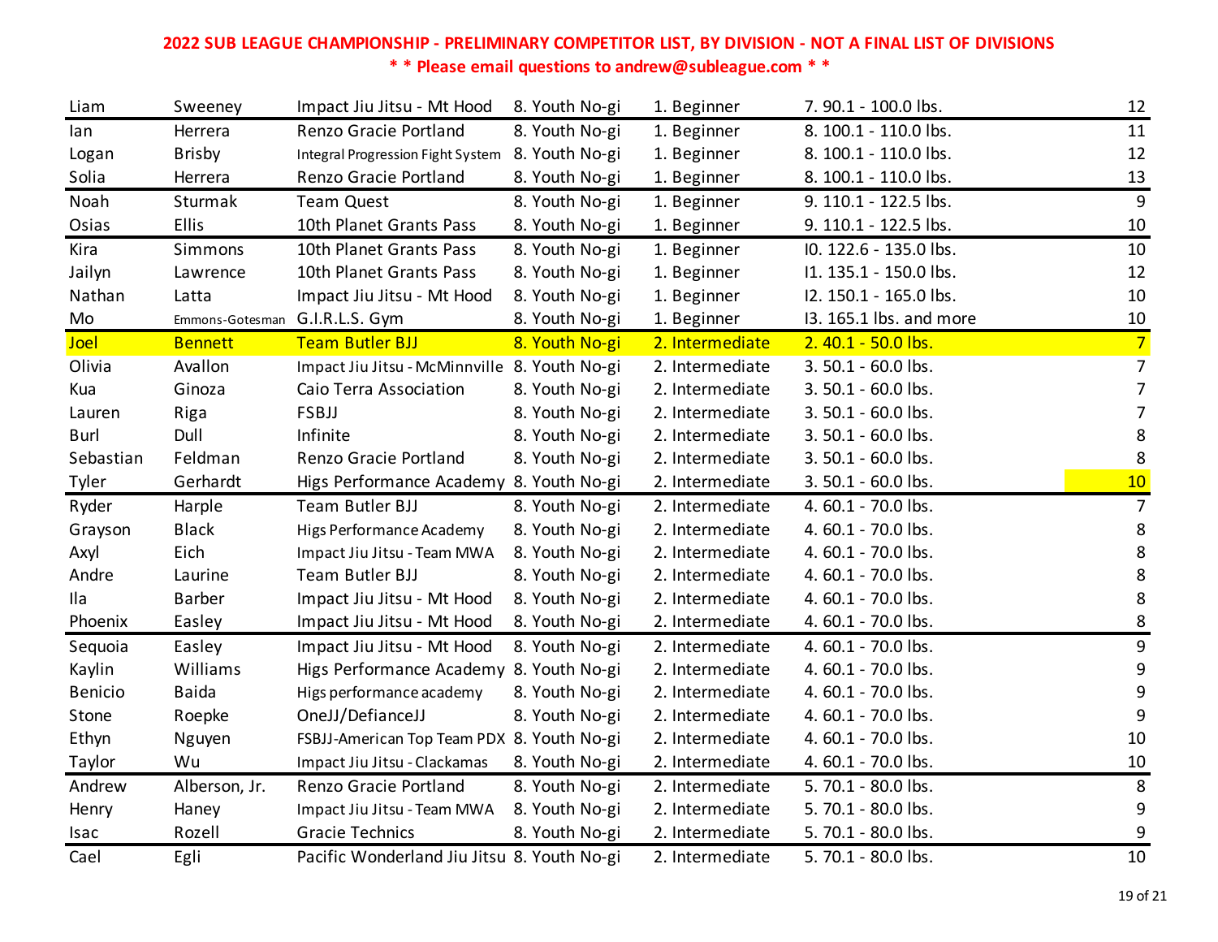**2022 SUB LEAGUE CHAMPIONSHIP - PRELIMINARY COMPETITOR LIST, BY DIVISION - NOT A FINAL LIST OF DIVISIONS**

**\* \* Please email questions to andrew@subleague.com \* \***

| | | | | | | |
|---|---|---|---|---|---|---|
| Liam | Sweeney | Impact Jiu Jitsu - Mt Hood | 8. Youth No-gi | 1. Beginner | 7. 90.1 - 100.0 lbs. | 12 |
| Ian | Herrera | Renzo Gracie Portland | 8. Youth No-gi | 1. Beginner | 8. 100.1 - 110.0 lbs. | 11 |
| Logan | Brisby | Integral Progression Fight System | 8. Youth No-gi | 1. Beginner | 8. 100.1 - 110.0 lbs. | 12 |
| Solia | Herrera | Renzo Gracie Portland | 8. Youth No-gi | 1. Beginner | 8. 100.1 - 110.0 lbs. | 13 |
| Noah | Sturmak | Team Quest | 8. Youth No-gi | 1. Beginner | 9. 110.1 - 122.5 lbs. | 9 |
| Osias | Ellis | 10th Planet Grants Pass | 8. Youth No-gi | 1. Beginner | 9. 110.1 - 122.5 lbs. | 10 |
| Kira | Simmons | 10th Planet Grants Pass | 8. Youth No-gi | 1. Beginner | I0. 122.6 - 135.0 lbs. | 10 |
| Jailyn | Lawrence | 10th Planet Grants Pass | 8. Youth No-gi | 1. Beginner | I1. 135.1 - 150.0 lbs. | 12 |
| Nathan | Latta | Impact Jiu Jitsu - Mt Hood | 8. Youth No-gi | 1. Beginner | I2. 150.1 - 165.0 lbs. | 10 |
| Mo | Emmons-Gotesman | G.I.R.L.S. Gym | 8. Youth No-gi | 1. Beginner | I3. 165.1 lbs. and more | 10 |
| Joel | Bennett | Team Butler BJJ | 8. Youth No-gi | 2. Intermediate | 2. 40.1 - 50.0 lbs. | 7 |
| Olivia | Avallon | Impact Jiu Jitsu - McMinnville | 8. Youth No-gi | 2. Intermediate | 3. 50.1 - 60.0 lbs. | 7 |
| Kua | Ginoza | Caio Terra Association | 8. Youth No-gi | 2. Intermediate | 3. 50.1 - 60.0 lbs. | 7 |
| Lauren | Riga | FSBJJ | 8. Youth No-gi | 2. Intermediate | 3. 50.1 - 60.0 lbs. | 7 |
| Burl | Dull | Infinite | 8. Youth No-gi | 2. Intermediate | 3. 50.1 - 60.0 lbs. | 8 |
| Sebastian | Feldman | Renzo Gracie Portland | 8. Youth No-gi | 2. Intermediate | 3. 50.1 - 60.0 lbs. | 8 |
| Tyler | Gerhardt | Higs Performance Academy | 8. Youth No-gi | 2. Intermediate | 3. 50.1 - 60.0 lbs. | 10 |
| Ryder | Harple | Team Butler BJJ | 8. Youth No-gi | 2. Intermediate | 4. 60.1 - 70.0 lbs. | 7 |
| Grayson | Black | Higs Performance Academy | 8. Youth No-gi | 2. Intermediate | 4. 60.1 - 70.0 lbs. | 8 |
| Axyl | Eich | Impact Jiu Jitsu - Team MWA | 8. Youth No-gi | 2. Intermediate | 4. 60.1 - 70.0 lbs. | 8 |
| Andre | Laurine | Team Butler BJJ | 8. Youth No-gi | 2. Intermediate | 4. 60.1 - 70.0 lbs. | 8 |
| Ila | Barber | Impact Jiu Jitsu - Mt Hood | 8. Youth No-gi | 2. Intermediate | 4. 60.1 - 70.0 lbs. | 8 |
| Phoenix | Easley | Impact Jiu Jitsu - Mt Hood | 8. Youth No-gi | 2. Intermediate | 4. 60.1 - 70.0 lbs. | 8 |
| Sequoia | Easley | Impact Jiu Jitsu - Mt Hood | 8. Youth No-gi | 2. Intermediate | 4. 60.1 - 70.0 lbs. | 9 |
| Kaylin | Williams | Higs Performance Academy | 8. Youth No-gi | 2. Intermediate | 4. 60.1 - 70.0 lbs. | 9 |
| Benicio | Baida | Higs performance academy | 8. Youth No-gi | 2. Intermediate | 4. 60.1 - 70.0 lbs. | 9 |
| Stone | Roepke | OneJJ/DefianceJJ | 8. Youth No-gi | 2. Intermediate | 4. 60.1 - 70.0 lbs. | 9 |
| Ethyn | Nguyen | FSBJJ-American Top Team PDX | 8. Youth No-gi | 2. Intermediate | 4. 60.1 - 70.0 lbs. | 10 |
| Taylor | Wu | Impact Jiu Jitsu - Clackamas | 8. Youth No-gi | 2. Intermediate | 4. 60.1 - 70.0 lbs. | 10 |
| Andrew | Alberson, Jr. | Renzo Gracie Portland | 8. Youth No-gi | 2. Intermediate | 5. 70.1 - 80.0 lbs. | 8 |
| Henry | Haney | Impact Jiu Jitsu - Team MWA | 8. Youth No-gi | 2. Intermediate | 5. 70.1 - 80.0 lbs. | 9 |
| Isac | Rozell | Gracie Technics | 8. Youth No-gi | 2. Intermediate | 5. 70.1 - 80.0 lbs. | 9 |
| Cael | Egli | Pacific Wonderland Jiu Jitsu | 8. Youth No-gi | 2. Intermediate | 5. 70.1 - 80.0 lbs. | 10 |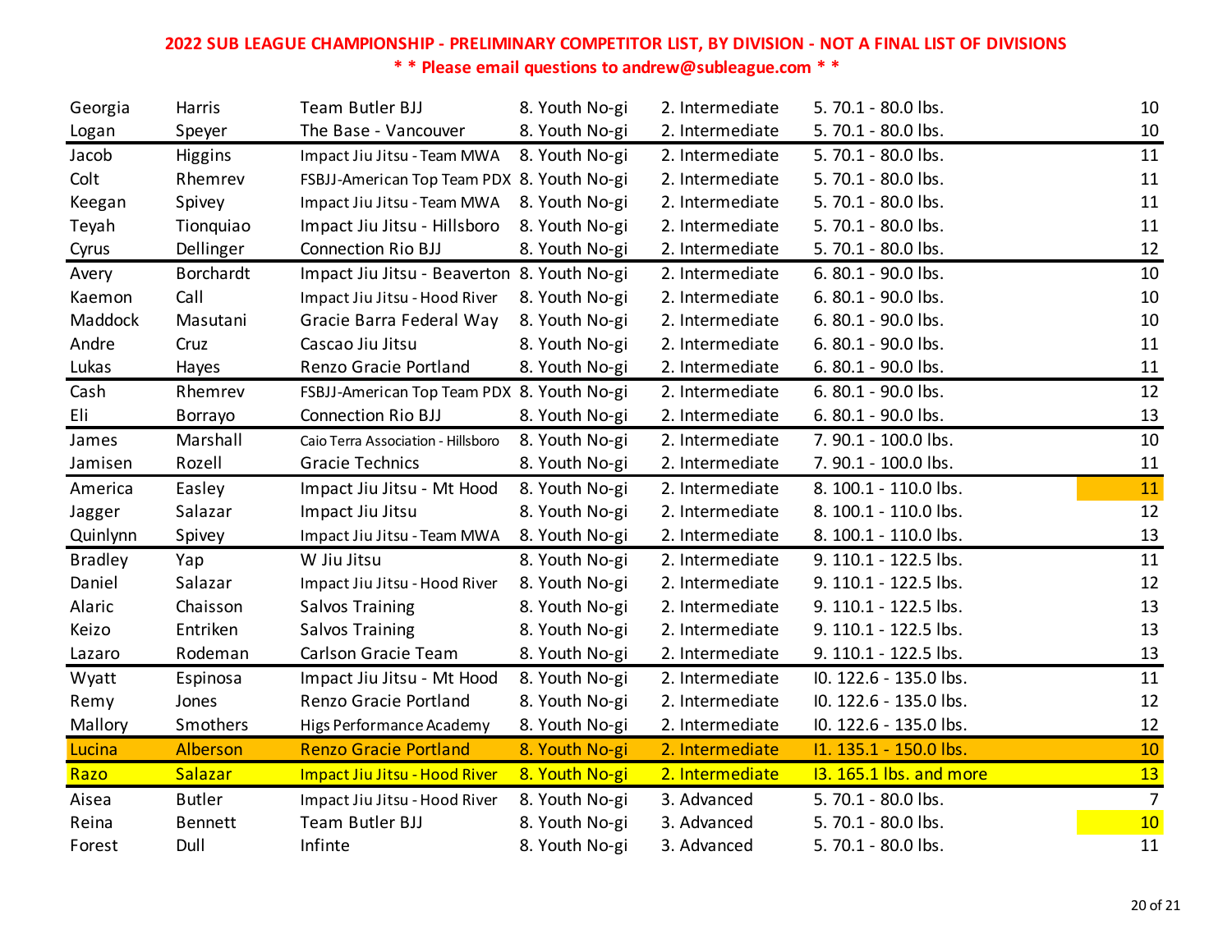**2022 SUB LEAGUE CHAMPIONSHIP - PRELIMINARY COMPETITOR LIST, BY DIVISION - NOT A FINAL LIST OF DIVISIONS**

**\* \* Please email questions to andrew@subleague.com \* \***

| | | | | | | |
|---|---|---|---|---|---|---|
| Georgia | Harris | Team Butler BJJ | 8. Youth No-gi | 2. Intermediate | 5. 70.1 - 80.0 lbs. | 10 |
| Logan | Speyer | The Base - Vancouver | 8. Youth No-gi | 2. Intermediate | 5. 70.1 - 80.0 lbs. | 10 |
| Jacob | Higgins | Impact Jiu Jitsu - Team MWA | 8. Youth No-gi | 2. Intermediate | 5. 70.1 - 80.0 lbs. | 11 |
| Colt | Rhemrev | FSBJJ-American Top Team PDX | 8. Youth No-gi | 2. Intermediate | 5. 70.1 - 80.0 lbs. | 11 |
| Keegan | Spivey | Impact Jiu Jitsu - Team MWA | 8. Youth No-gi | 2. Intermediate | 5. 70.1 - 80.0 lbs. | 11 |
| Teyah | Tionquiao | Impact Jiu Jitsu - Hillsboro | 8. Youth No-gi | 2. Intermediate | 5. 70.1 - 80.0 lbs. | 11 |
| Cyrus | Dellinger | Connection Rio BJJ | 8. Youth No-gi | 2. Intermediate | 5. 70.1 - 80.0 lbs. | 12 |
| Avery | Borchardt | Impact Jiu Jitsu - Beaverton | 8. Youth No-gi | 2. Intermediate | 6. 80.1 - 90.0 lbs. | 10 |
| Kaemon | Call | Impact Jiu Jitsu - Hood River | 8. Youth No-gi | 2. Intermediate | 6. 80.1 - 90.0 lbs. | 10 |
| Maddock | Masutani | Gracie Barra Federal Way | 8. Youth No-gi | 2. Intermediate | 6. 80.1 - 90.0 lbs. | 10 |
| Andre | Cruz | Cascao Jiu Jitsu | 8. Youth No-gi | 2. Intermediate | 6. 80.1 - 90.0 lbs. | 11 |
| Lukas | Hayes | Renzo Gracie Portland | 8. Youth No-gi | 2. Intermediate | 6. 80.1 - 90.0 lbs. | 11 |
| Cash | Rhemrev | FSBJJ-American Top Team PDX | 8. Youth No-gi | 2. Intermediate | 6. 80.1 - 90.0 lbs. | 12 |
| Eli | Borrayo | Connection Rio BJJ | 8. Youth No-gi | 2. Intermediate | 6. 80.1 - 90.0 lbs. | 13 |
| James | Marshall | Caio Terra Association - Hillsboro | 8. Youth No-gi | 2. Intermediate | 7. 90.1 - 100.0 lbs. | 10 |
| Jamisen | Rozell | Gracie Technics | 8. Youth No-gi | 2. Intermediate | 7. 90.1 - 100.0 lbs. | 11 |
| America | Easley | Impact Jiu Jitsu - Mt Hood | 8. Youth No-gi | 2. Intermediate | 8. 100.1 - 110.0 lbs. | 11 |
| Jagger | Salazar | Impact Jiu Jitsu | 8. Youth No-gi | 2. Intermediate | 8. 100.1 - 110.0 lbs. | 12 |
| Quinlynn | Spivey | Impact Jiu Jitsu - Team MWA | 8. Youth No-gi | 2. Intermediate | 8. 100.1 - 110.0 lbs. | 13 |
| Bradley | Yap | W Jiu Jitsu | 8. Youth No-gi | 2. Intermediate | 9. 110.1 - 122.5 lbs. | 11 |
| Daniel | Salazar | Impact Jiu Jitsu - Hood River | 8. Youth No-gi | 2. Intermediate | 9. 110.1 - 122.5 lbs. | 12 |
| Alaric | Chaisson | Salvos Training | 8. Youth No-gi | 2. Intermediate | 9. 110.1 - 122.5 lbs. | 13 |
| Keizo | Entriken | Salvos Training | 8. Youth No-gi | 2. Intermediate | 9. 110.1 - 122.5 lbs. | 13 |
| Lazaro | Rodeman | Carlson Gracie Team | 8. Youth No-gi | 2. Intermediate | 9. 110.1 - 122.5 lbs. | 13 |
| Wyatt | Espinosa | Impact Jiu Jitsu - Mt Hood | 8. Youth No-gi | 2. Intermediate | I0. 122.6 - 135.0 lbs. | 11 |
| Remy | Jones | Renzo Gracie Portland | 8. Youth No-gi | 2. Intermediate | I0. 122.6 - 135.0 lbs. | 12 |
| Mallory | Smothers | Higs Performance Academy | 8. Youth No-gi | 2. Intermediate | I0. 122.6 - 135.0 lbs. | 12 |
| Lucina | Alberson | Renzo Gracie Portland | 8. Youth No-gi | 2. Intermediate | I1. 135.1 - 150.0 lbs. | 10 |
| Razo | Salazar | Impact Jiu Jitsu - Hood River | 8. Youth No-gi | 2. Intermediate | I3. 165.1 lbs. and more | 13 |
| Aisea | Butler | Impact Jiu Jitsu - Hood River | 8. Youth No-gi | 3. Advanced | 5. 70.1 - 80.0 lbs. | 7 |
| Reina | Bennett | Team Butler BJJ | 8. Youth No-gi | 3. Advanced | 5. 70.1 - 80.0 lbs. | 10 |
| Forest | Dull | Infinte | 8. Youth No-gi | 3. Advanced | 5. 70.1 - 80.0 lbs. | 11 |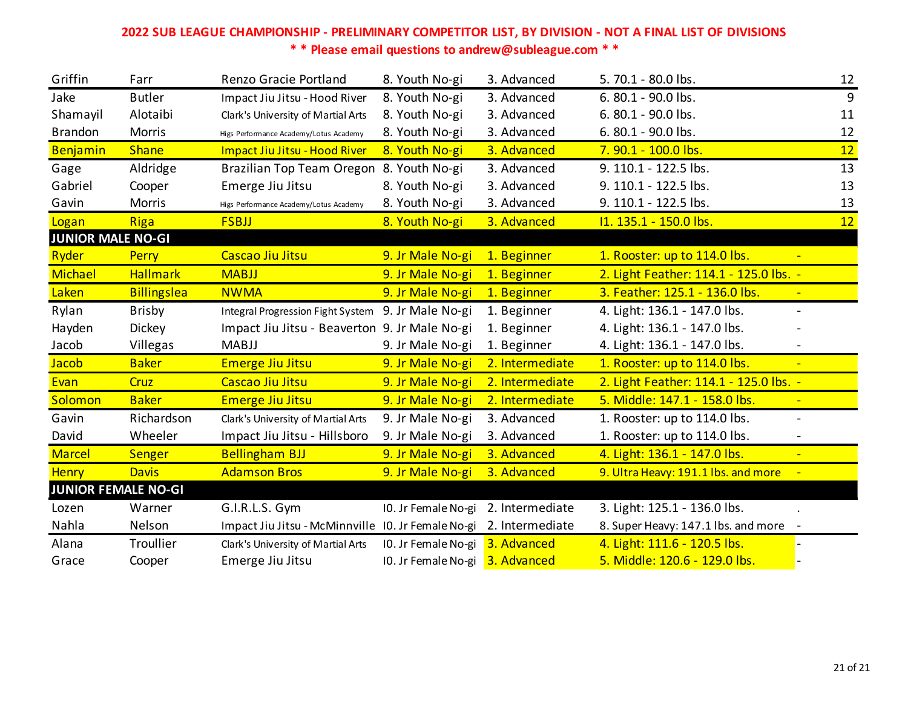**2022 SUB LEAGUE CHAMPIONSHIP - PRELIMINARY COMPETITOR LIST, BY DIVISION - NOT A FINAL LIST OF DIVISIONS**

**\* \* Please email questions to andrew@subleague.com \* \***

| | | | | | | |
|---|---|---|---|---|---|---|
| Griffin | Farr | Renzo Gracie Portland | 8. Youth No-gi | 3. Advanced | 5. 70.1 - 80.0 lbs. | 12 |
| Jake | Butler | Impact Jiu Jitsu - Hood River | 8. Youth No-gi | 3. Advanced | 6. 80.1 - 90.0 lbs. | 9 |
| Shamayil | Alotaibi | Clark's University of Martial Arts | 8. Youth No-gi | 3. Advanced | 6. 80.1 - 90.0 lbs. | 11 |
| Brandon | Morris | Higs Performance Academy/Lotus Academy | 8. Youth No-gi | 3. Advanced | 6. 80.1 - 90.0 lbs. | 12 |
| Benjamin | Shane | Impact Jiu Jitsu - Hood River | 8. Youth No-gi | 3. Advanced | 7. 90.1 - 100.0 lbs. | 12 |
| Gage | Aldridge | Brazilian Top Team Oregon | 8. Youth No-gi | 3. Advanced | 9. 110.1 - 122.5 lbs. | 13 |
| Gabriel | Cooper | Emerge Jiu Jitsu | 8. Youth No-gi | 3. Advanced | 9. 110.1 - 122.5 lbs. | 13 |
| Gavin | Morris | Higs Performance Academy/Lotus Academy | 8. Youth No-gi | 3. Advanced | 9. 110.1 - 122.5 lbs. | 13 |
| Logan | Riga | FSBJJ | 8. Youth No-gi | 3. Advanced | 11. 135.1 - 150.0 lbs. | 12 |
| **JUNIOR MALE NO-GI** | | | | | | |
| Ryder | Perry | Cascao Jiu Jitsu | 9. Jr Male No-gi | 1. Beginner | 1. Rooster: up to 114.0 lbs. | - |
| Michael | Hallmark | MABJJ | 9. Jr Male No-gi | 1. Beginner | 2. Light Feather: 114.1 - 125.0 lbs. | - |
| Laken | Billingslea | NWMA | 9. Jr Male No-gi | 1. Beginner | 3. Feather: 125.1 - 136.0 lbs. | - |
| Rylan | Brisby | Integral Progression Fight System | 9. Jr Male No-gi | 1. Beginner | 4. Light: 136.1 - 147.0 lbs. | - |
| Hayden | Dickey | Impact Jiu Jitsu - Beaverton | 9. Jr Male No-gi | 1. Beginner | 4. Light: 136.1 - 147.0 lbs. | - |
| Jacob | Villegas | MABJJ | 9. Jr Male No-gi | 1. Beginner | 4. Light: 136.1 - 147.0 lbs. | - |
| Jacob | Baker | Emerge Jiu Jitsu | 9. Jr Male No-gi | 2. Intermediate | 1. Rooster: up to 114.0 lbs. | - |
| Evan | Cruz | Cascao Jiu Jitsu | 9. Jr Male No-gi | 2. Intermediate | 2. Light Feather: 114.1 - 125.0 lbs. | - |
| Solomon | Baker | Emerge Jiu Jitsu | 9. Jr Male No-gi | 2. Intermediate | 5. Middle: 147.1 - 158.0 lbs. | - |
| Gavin | Richardson | Clark's University of Martial Arts | 9. Jr Male No-gi | 3. Advanced | 1. Rooster: up to 114.0 lbs. | - |
| David | Wheeler | Impact Jiu Jitsu - Hillsboro | 9. Jr Male No-gi | 3. Advanced | 1. Rooster: up to 114.0 lbs. | - |
| Marcel | Senger | Bellingham BJJ | 9. Jr Male No-gi | 3. Advanced | 4. Light: 136.1 - 147.0 lbs. | - |
| Henry | Davis | Adamson Bros | 9. Jr Male No-gi | 3. Advanced | 9. Ultra Heavy: 191.1 lbs. and more | - |
| **JUNIOR FEMALE NO-GI** | | | | | | |
| Lozen | Warner | G.I.R.L.S. Gym | 10. Jr Female No-gi | 2. Intermediate | 3. Light: 125.1 - 136.0 lbs. | . |
| Nahla | Nelson | Impact Jiu Jitsu - McMinnville | 10. Jr Female No-gi | 2. Intermediate | 8. Super Heavy: 147.1 lbs. and more | - |
| Alana | Troullier | Clark's University of Martial Arts | 10. Jr Female No-gi | 3. Advanced | 4. Light: 111.6 - 120.5 lbs. | - |
| Grace | Cooper | Emerge Jiu Jitsu | 10. Jr Female No-gi | 3. Advanced | 5. Middle: 120.6 - 129.0 lbs. | - |